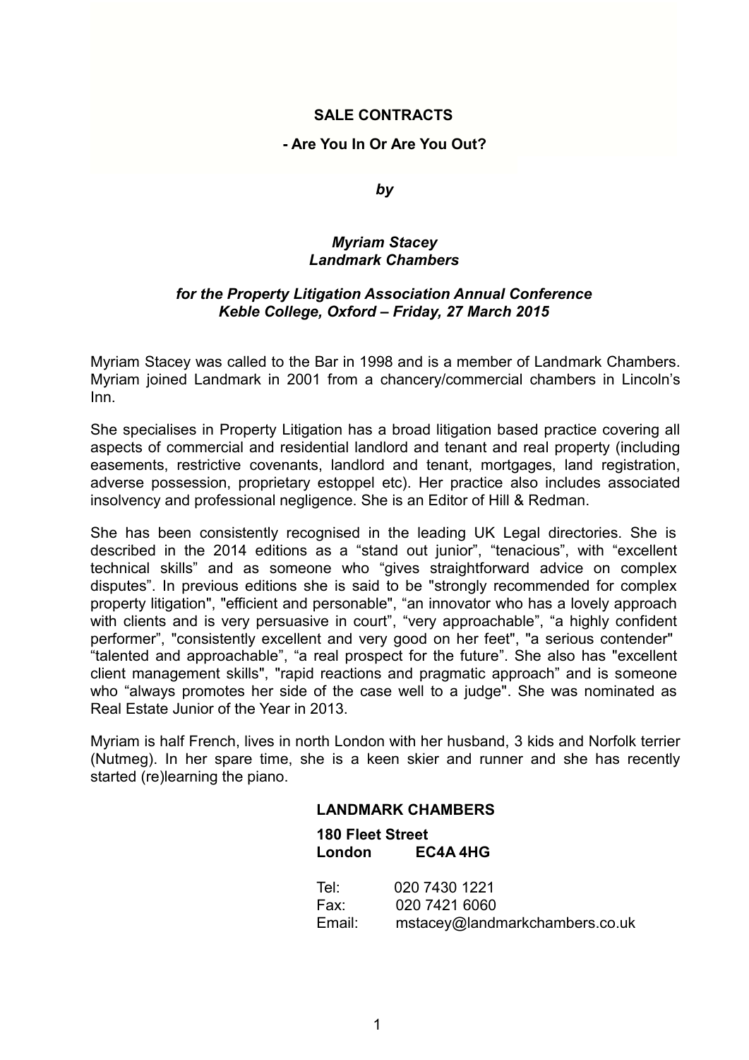**SALE CONTRACTS**

**- Are You In Or Are You Out?**

***by***

***Myriam Stacey***
***Landmark Chambers***

***for the Property Litigation Association Annual Conference***
***Keble College, Oxford – Friday, 27 March 2015***

Myriam Stacey was called to the Bar in 1998 and is a member of Landmark Chambers. Myriam joined Landmark in 2001 from a chancery/commercial chambers in Lincoln's Inn.

She specialises in Property Litigation has a broad litigation based practice covering all aspects of commercial and residential landlord and tenant and real property (including easements, restrictive covenants, landlord and tenant, mortgages, land registration, adverse possession, proprietary estoppel etc). Her practice also includes associated insolvency and professional negligence. She is an Editor of Hill & Redman.

She has been consistently recognised in the leading UK Legal directories. She is described in the 2014 editions as a "stand out junior", "tenacious", with "excellent technical skills" and as someone who "gives straightforward advice on complex disputes". In previous editions she is said to be "strongly recommended for complex property litigation", "efficient and personable", "an innovator who has a lovely approach with clients and is very persuasive in court", "very approachable", "a highly confident performer", "consistently excellent and very good on her feet", "a serious contender" "talented and approachable", "a real prospect for the future". She also has "excellent client management skills", "rapid reactions and pragmatic approach" and is someone who "always promotes her side of the case well to a judge". She was nominated as Real Estate Junior of the Year in 2013.

Myriam is half French, lives in north London with her husband, 3 kids and Norfolk terrier (Nutmeg). In her spare time, she is a keen skier and runner and she has recently started (re)learning the piano.

**LANDMARK CHAMBERS**

**180 Fleet Street**
**London EC4A 4HG**

Tel: 020 7430 1221
Fax: 020 7421 6060
Email: mstacey@landmarkchambers.co.uk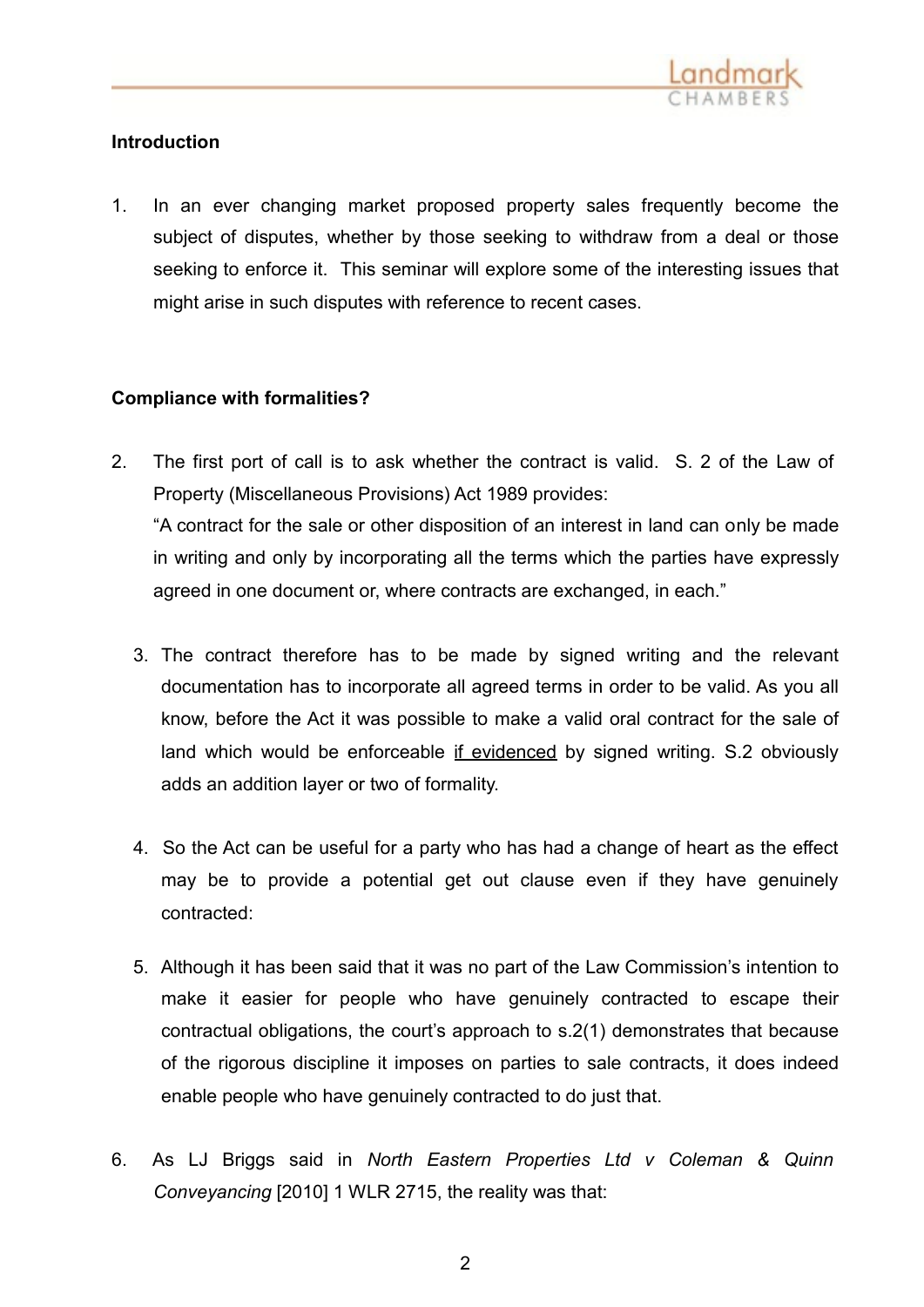**Introduction**

1. In an ever changing market proposed property sales frequently become the subject of disputes, whether by those seeking to withdraw from a deal or those seeking to enforce it. This seminar will explore some of the interesting issues that might arise in such disputes with reference to recent cases.

**Compliance with formalities?**

2. The first port of call is to ask whether the contract is valid. S. 2 of the Law of Property (Miscellaneous Provisions) Act 1989 provides:
   "A contract for the sale or other disposition of an interest in land can only be made in writing and only by incorporating all the terms which the parties have expressly agreed in one document or, where contracts are exchanged, in each."

3. The contract therefore has to be made by signed writing and the relevant documentation has to incorporate all agreed terms in order to be valid. As you all know, before the Act it was possible to make a valid oral contract for the sale of land which would be enforceable <u>if evidenced</u> by signed writing. S.2 obviously adds an addition layer or two of formality.

4. So the Act can be useful for a party who has had a change of heart as the effect may be to provide a potential get out clause even if they have genuinely contracted:

5. Although it has been said that it was no part of the Law Commission's intention to make it easier for people who have genuinely contracted to escape their contractual obligations, the court's approach to s.2(1) demonstrates that because of the rigorous discipline it imposes on parties to sale contracts, it does indeed enable people who have genuinely contracted to do just that.

6. As LJ Briggs said in *North Eastern Properties Ltd v Coleman & Quinn Conveyancing* [2010] 1 WLR 2715, the reality was that: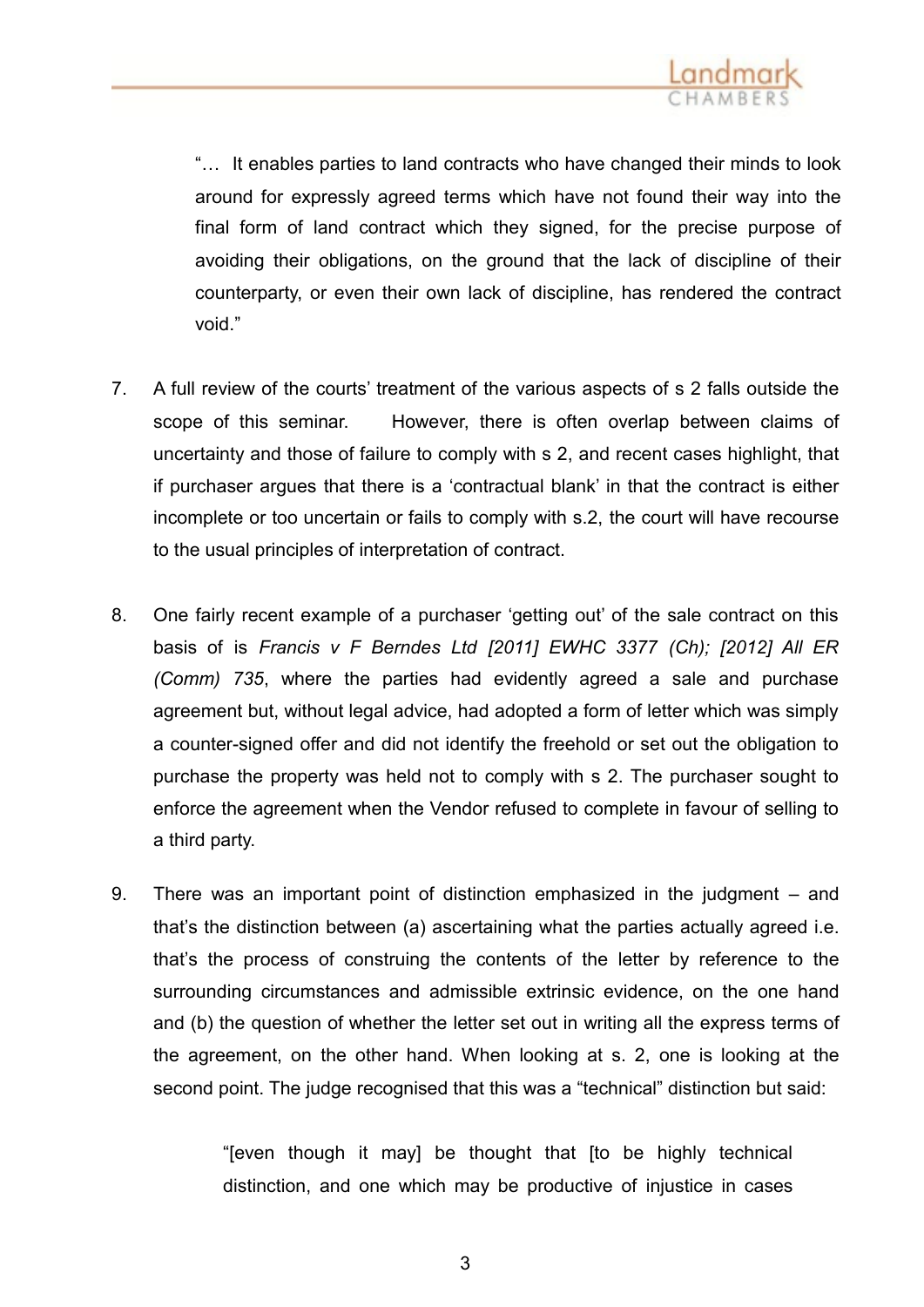> "… It enables parties to land contracts who have changed their minds to look around for expressly agreed terms which have not found their way into the final form of land contract which they signed, for the precise purpose of avoiding their obligations, on the ground that the lack of discipline of their counterparty, or even their own lack of discipline, has rendered the contract void."

7. A full review of the courts' treatment of the various aspects of s 2 falls outside the scope of this seminar. However, there is often overlap between claims of uncertainty and those of failure to comply with s 2, and recent cases highlight, that if purchaser argues that there is a 'contractual blank' in that the contract is either incomplete or too uncertain or fails to comply with s.2, the court will have recourse to the usual principles of interpretation of contract.

8. One fairly recent example of a purchaser 'getting out' of the sale contract on this basis of is *Francis v F Berndes Ltd [2011] EWHC 3377 (Ch); [2012] All ER (Comm) 735*, where the parties had evidently agreed a sale and purchase agreement but, without legal advice, had adopted a form of letter which was simply a counter-signed offer and did not identify the freehold or set out the obligation to purchase the property was held not to comply with s 2. The purchaser sought to enforce the agreement when the Vendor refused to complete in favour of selling to a third party.

9. There was an important point of distinction emphasized in the judgment – and that's the distinction between (a) ascertaining what the parties actually agreed i.e. that's the process of construing the contents of the letter by reference to the surrounding circumstances and admissible extrinsic evidence, on the one hand and (b) the question of whether the letter set out in writing all the express terms of the agreement, on the other hand. When looking at s. 2, one is looking at the second point. The judge recognised that this was a "technical" distinction but said:

   > "[even though it may] be thought that [to be highly technical distinction, and one which may be productive of injustice in cases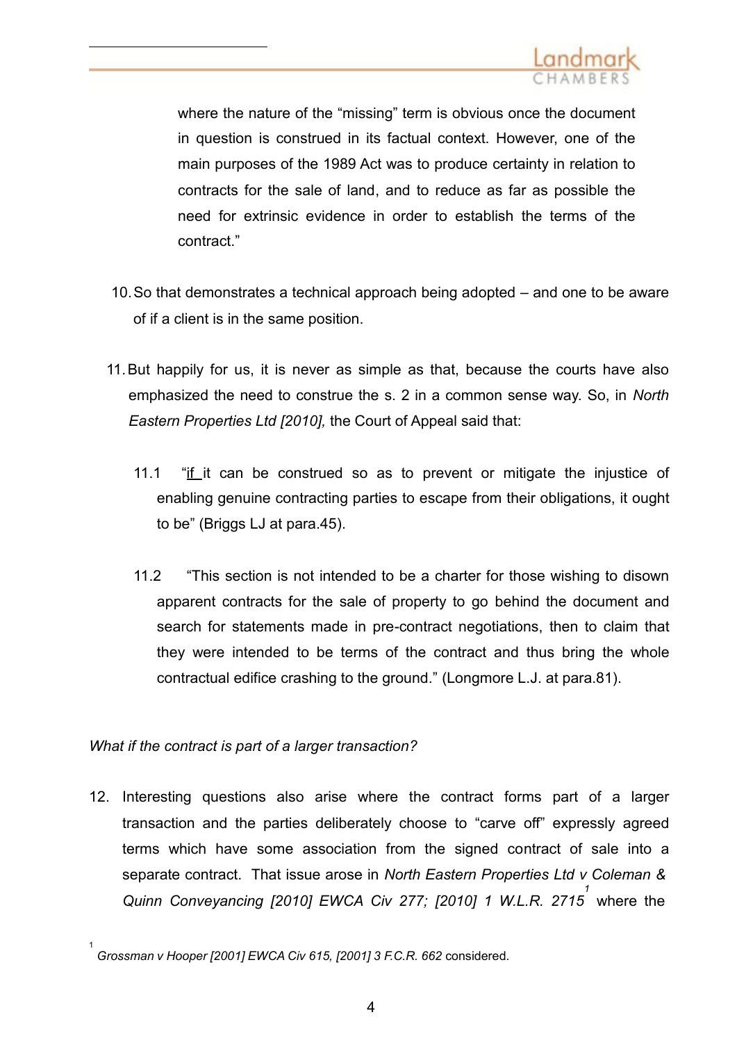where the nature of the “missing” term is obvious once the document in question is construed in its factual context. However, one of the main purposes of the 1989 Act was to produce certainty in relation to contracts for the sale of land, and to reduce as far as possible the need for extrinsic evidence in order to establish the terms of the contract.”

10. So that demonstrates a technical approach being adopted – and one to be aware of if a client is in the same position.

11. But happily for us, it is never as simple as that, because the courts have also emphasized the need to construe the s. 2 in a common sense way. So, in *North Eastern Properties Ltd [2010],* the Court of Appeal said that:

    11.1 “if it can be construed so as to prevent or mitigate the injustice of enabling genuine contracting parties to escape from their obligations, it ought to be” (Briggs LJ at para.45).

    11.2 “This section is not intended to be a charter for those wishing to disown apparent contracts for the sale of property to go behind the document and search for statements made in pre-contract negotiations, then to claim that they were intended to be terms of the contract and thus bring the whole contractual edifice crashing to the ground.” (Longmore L.J. at para.81).

*What if the contract is part of a larger transaction?*

12. Interesting questions also arise where the contract forms part of a larger transaction and the parties deliberately choose to “carve off” expressly agreed terms which have some association from the signed contract of sale into a separate contract. That issue arose in *North Eastern Properties Ltd v Coleman & Quinn Conveyancing [2010] EWCA Civ 277; [2010] 1 W.L.R. 2715*[1] where the

[1] *Grossman v Hooper [2001] EWCA Civ 615, [2001] 3 F.C.R. 662* considered.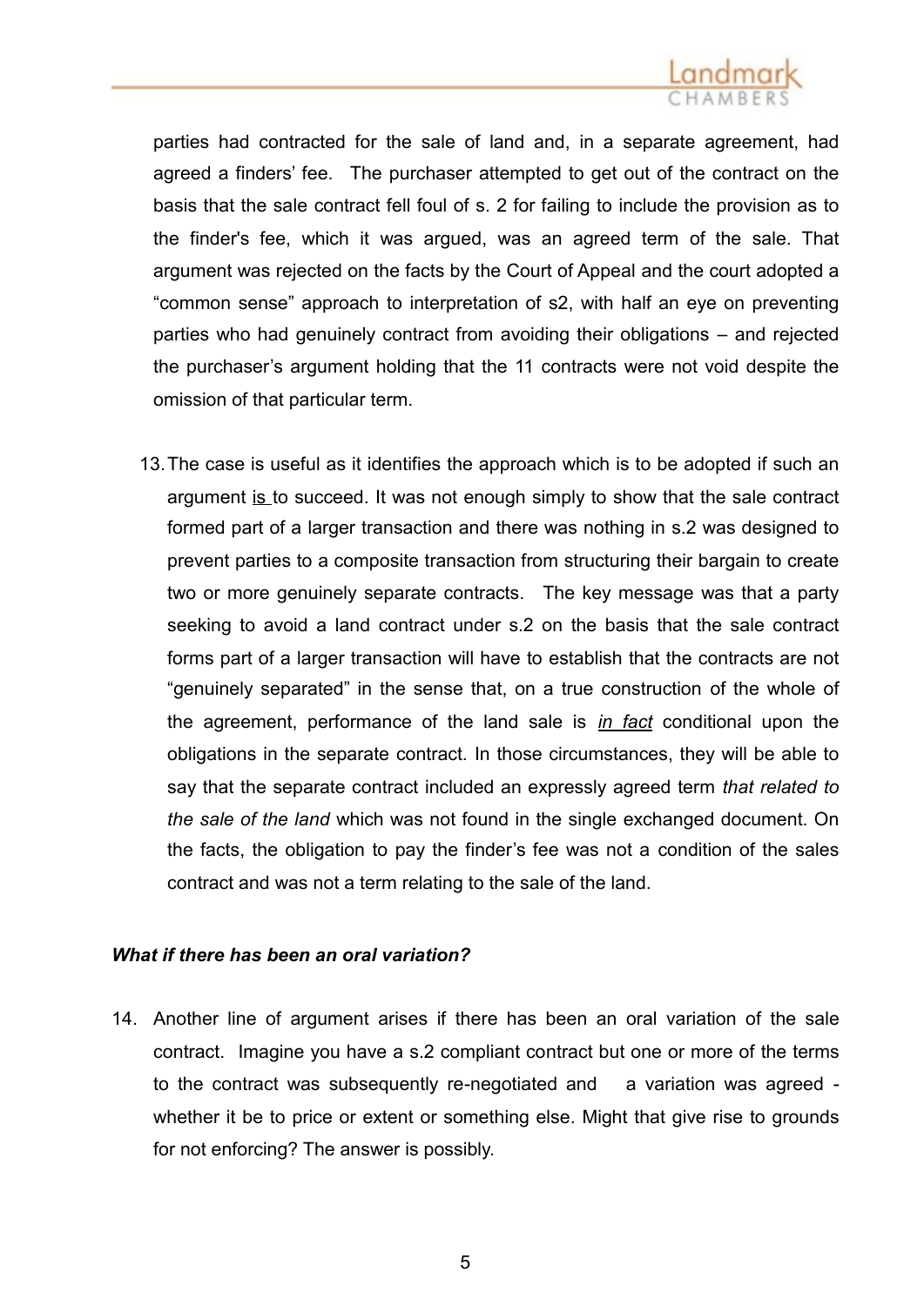parties had contracted for the sale of land and, in a separate agreement, had agreed a finders' fee. The purchaser attempted to get out of the contract on the basis that the sale contract fell foul of s. 2 for failing to include the provision as to the finder's fee, which it was argued, was an agreed term of the sale. That argument was rejected on the facts by the Court of Appeal and the court adopted a "common sense" approach to interpretation of s2, with half an eye on preventing parties who had genuinely contract from avoiding their obligations – and rejected the purchaser's argument holding that the 11 contracts were not void despite the omission of that particular term.

13. The case is useful as it identifies the approach which is to be adopted if such an argument <u>is</u> to succeed. It was not enough simply to show that the sale contract formed part of a larger transaction and there was nothing in s.2 was designed to prevent parties to a composite transaction from structuring their bargain to create two or more genuinely separate contracts. The key message was that a party seeking to avoid a land contract under s.2 on the basis that the sale contract forms part of a larger transaction will have to establish that the contracts are not "genuinely separated" in the sense that, on a true construction of the whole of the agreement, performance of the land sale is <u>*in fact*</u> conditional upon the obligations in the separate contract. In those circumstances, they will be able to say that the separate contract included an expressly agreed term *that related to the sale of the land* which was not found in the single exchanged document. On the facts, the obligation to pay the finder's fee was not a condition of the sales contract and was not a term relating to the sale of the land.

***What if there has been an oral variation?***

14. Another line of argument arises if there has been an oral variation of the sale contract. Imagine you have a s.2 compliant contract but one or more of the terms to the contract was subsequently re-negotiated and a variation was agreed - whether it be to price or extent or something else. Might that give rise to grounds for not enforcing? The answer is possibly.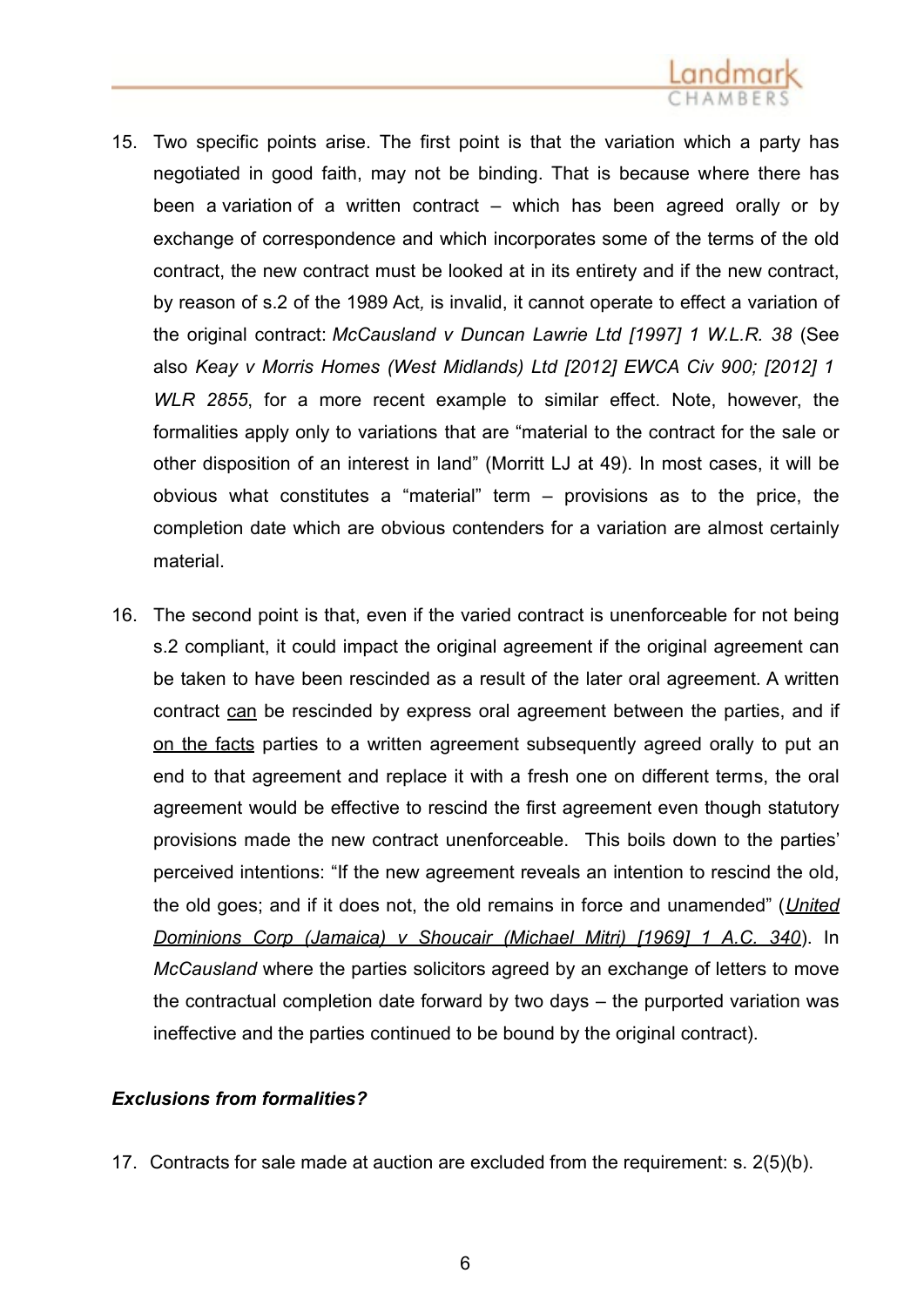15. Two specific points arise. The first point is that the variation which a party has negotiated in good faith, may not be binding. That is because where there has been a variation of a written contract – which has been agreed orally or by exchange of correspondence and which incorporates some of the terms of the old contract, the new contract must be looked at in its entirety and if the new contract, by reason of s.2 of the 1989 Act, is invalid, it cannot operate to effect a variation of the original contract: *McCausland v Duncan Lawrie Ltd [1997] 1 W.L.R. 38* (See also *Keay v Morris Homes (West Midlands) Ltd [2012] EWCA Civ 900; [2012] 1 WLR 2855*, for a more recent example to similar effect. Note, however, the formalities apply only to variations that are "material to the contract for the sale or other disposition of an interest in land" (Morritt LJ at 49). In most cases, it will be obvious what constitutes a "material" term – provisions as to the price, the completion date which are obvious contenders for a variation are almost certainly material.

16. The second point is that, even if the varied contract is unenforceable for not being s.2 compliant, it could impact the original agreement if the original agreement can be taken to have been rescinded as a result of the later oral agreement. A written contract <u>can</u> be rescinded by express oral agreement between the parties, and if <u>on the facts</u> parties to a written agreement subsequently agreed orally to put an end to that agreement and replace it with a fresh one on different terms, the oral agreement would be effective to rescind the first agreement even though statutory provisions made the new contract unenforceable. This boils down to the parties' perceived intentions: "If the new agreement reveals an intention to rescind the old, the old goes; and if it does not, the old remains in force and unamended" (*<u>United Dominions Corp (Jamaica) v Shoucair (Michael Mitri) [1969] 1 A.C. 340</u>*). In *McCausland* where the parties solicitors agreed by an exchange of letters to move the contractual completion date forward by two days – the purported variation was ineffective and the parties continued to be bound by the original contract).

***Exclusions from formalities?***

17. Contracts for sale made at auction are excluded from the requirement: s. 2(5)(b).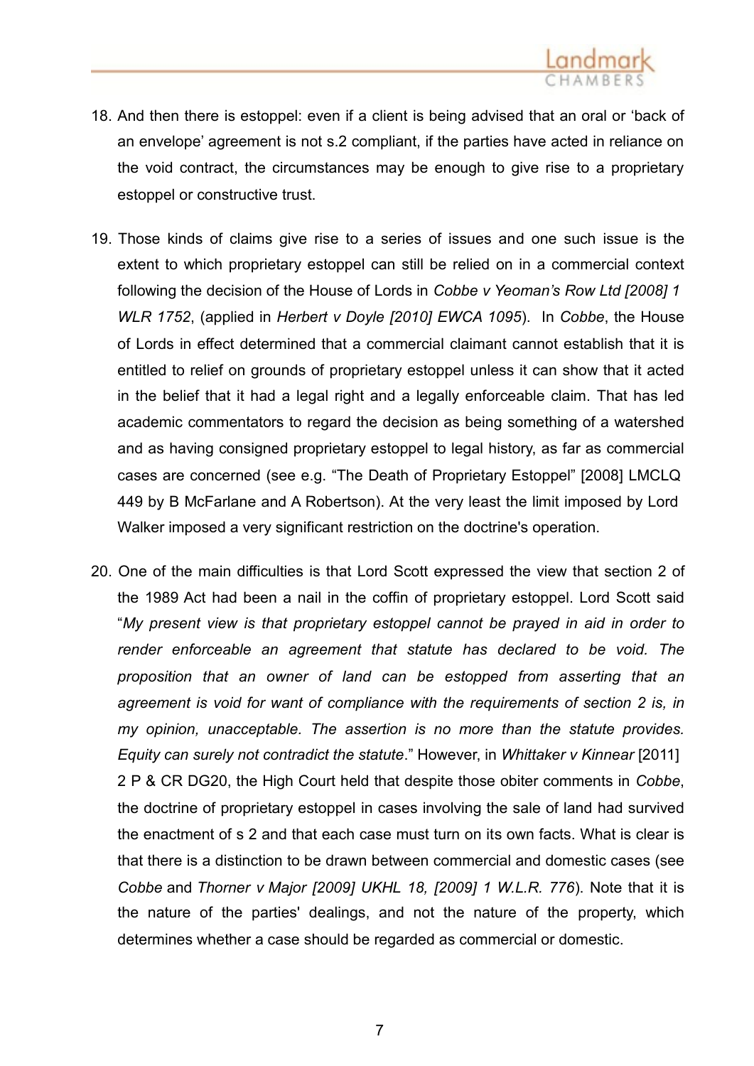18. And then there is estoppel: even if a client is being advised that an oral or 'back of an envelope' agreement is not s.2 compliant, if the parties have acted in reliance on the void contract, the circumstances may be enough to give rise to a proprietary estoppel or constructive trust.

19. Those kinds of claims give rise to a series of issues and one such issue is the extent to which proprietary estoppel can still be relied on in a commercial context following the decision of the House of Lords in *Cobbe v Yeoman's Row Ltd [2008] 1 WLR 1752*, (applied in *Herbert v Doyle [2010] EWCA 1095*). In *Cobbe*, the House of Lords in effect determined that a commercial claimant cannot establish that it is entitled to relief on grounds of proprietary estoppel unless it can show that it acted in the belief that it had a legal right and a legally enforceable claim. That has led academic commentators to regard the decision as being something of a watershed and as having consigned proprietary estoppel to legal history, as far as commercial cases are concerned (see e.g. "The Death of Proprietary Estoppel" [2008] LMCLQ 449 by B McFarlane and A Robertson). At the very least the limit imposed by Lord Walker imposed a very significant restriction on the doctrine's operation.

20. One of the main difficulties is that Lord Scott expressed the view that section 2 of the 1989 Act had been a nail in the coffin of proprietary estoppel. Lord Scott said "*My present view is that proprietary estoppel cannot be prayed in aid in order to render enforceable an agreement that statute has declared to be void. The proposition that an owner of land can be estopped from asserting that an agreement is void for want of compliance with the requirements of section 2 is, in my opinion, unacceptable. The assertion is no more than the statute provides. Equity can surely not contradict the statute*." However, in *Whittaker v Kinnear* [2011] 2 P & CR DG20, the High Court held that despite those obiter comments in *Cobbe*, the doctrine of proprietary estoppel in cases involving the sale of land had survived the enactment of s 2 and that each case must turn on its own facts. What is clear is that there is a distinction to be drawn between commercial and domestic cases (see *Cobbe* and *Thorner v Major [2009] UKHL 18, [2009] 1 W.L.R. 776*). Note that it is the nature of the parties' dealings, and not the nature of the property, which determines whether a case should be regarded as commercial or domestic.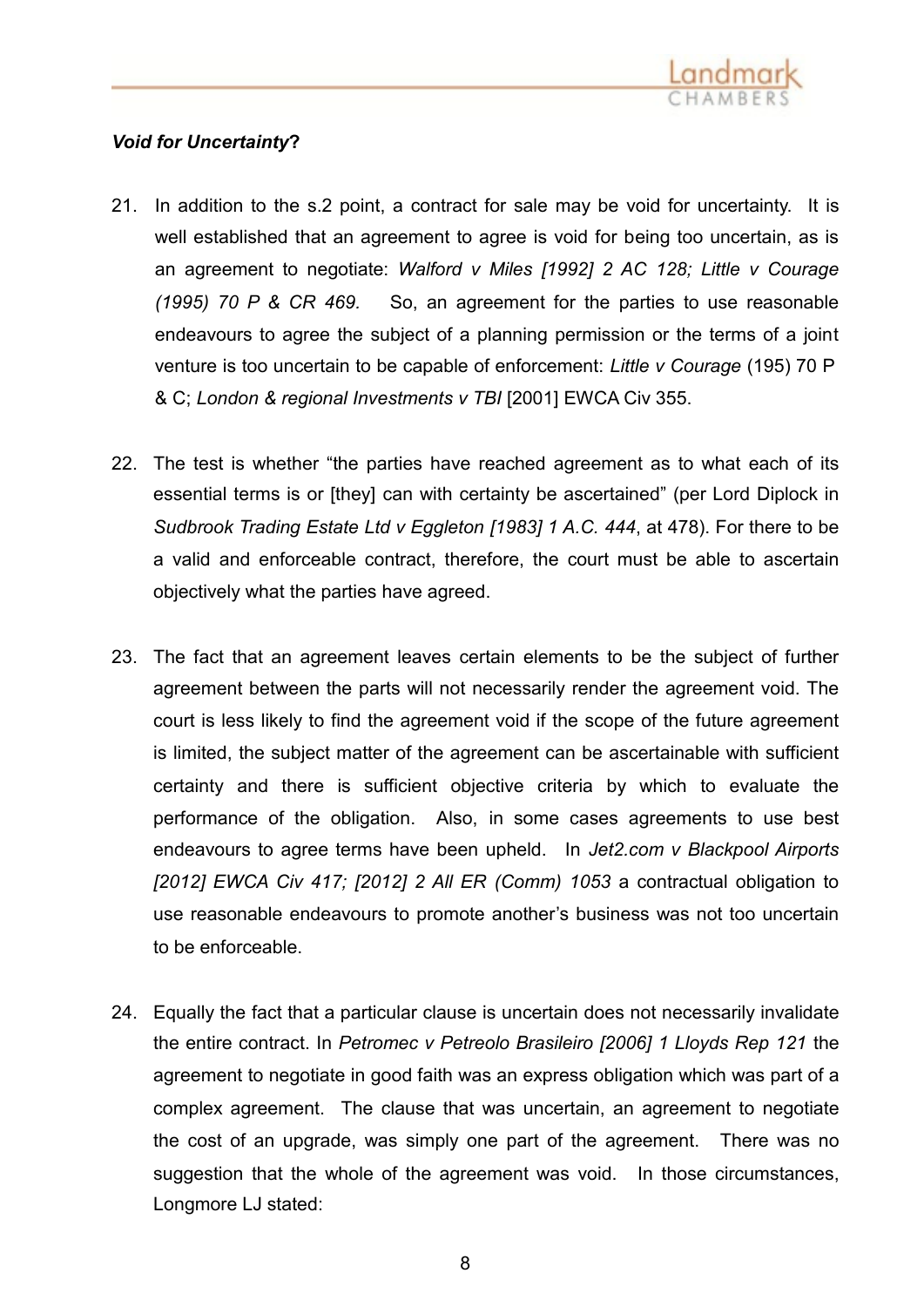***Void for Uncertainty*?**

21. In addition to the s.2 point, a contract for sale may be void for uncertainty. It is well established that an agreement to agree is void for being too uncertain, as is an agreement to negotiate: *Walford v Miles [1992] 2 AC 128; Little v Courage (1995) 70 P & CR 469.* So, an agreement for the parties to use reasonable endeavours to agree the subject of a planning permission or the terms of a joint venture is too uncertain to be capable of enforcement: *Little v Courage* (195) 70 P & C; *London & regional Investments v TBI* [2001] EWCA Civ 355.

22. The test is whether "the parties have reached agreement as to what each of its essential terms is or [they] can with certainty be ascertained" (per Lord Diplock in *Sudbrook Trading Estate Ltd v Eggleton [1983] 1 A.C. 444*, at 478). For there to be a valid and enforceable contract, therefore, the court must be able to ascertain objectively what the parties have agreed.

23. The fact that an agreement leaves certain elements to be the subject of further agreement between the parts will not necessarily render the agreement void. The court is less likely to find the agreement void if the scope of the future agreement is limited, the subject matter of the agreement can be ascertainable with sufficient certainty and there is sufficient objective criteria by which to evaluate the performance of the obligation. Also, in some cases agreements to use best endeavours to agree terms have been upheld. In *Jet2.com v Blackpool Airports [2012] EWCA Civ 417; [2012] 2 All ER (Comm) 1053* a contractual obligation to use reasonable endeavours to promote another's business was not too uncertain to be enforceable.

24. Equally the fact that a particular clause is uncertain does not necessarily invalidate the entire contract. In *Petromec v Petreolo Brasileiro [2006] 1 Lloyds Rep 121* the agreement to negotiate in good faith was an express obligation which was part of a complex agreement. The clause that was uncertain, an agreement to negotiate the cost of an upgrade, was simply one part of the agreement. There was no suggestion that the whole of the agreement was void. In those circumstances, Longmore LJ stated: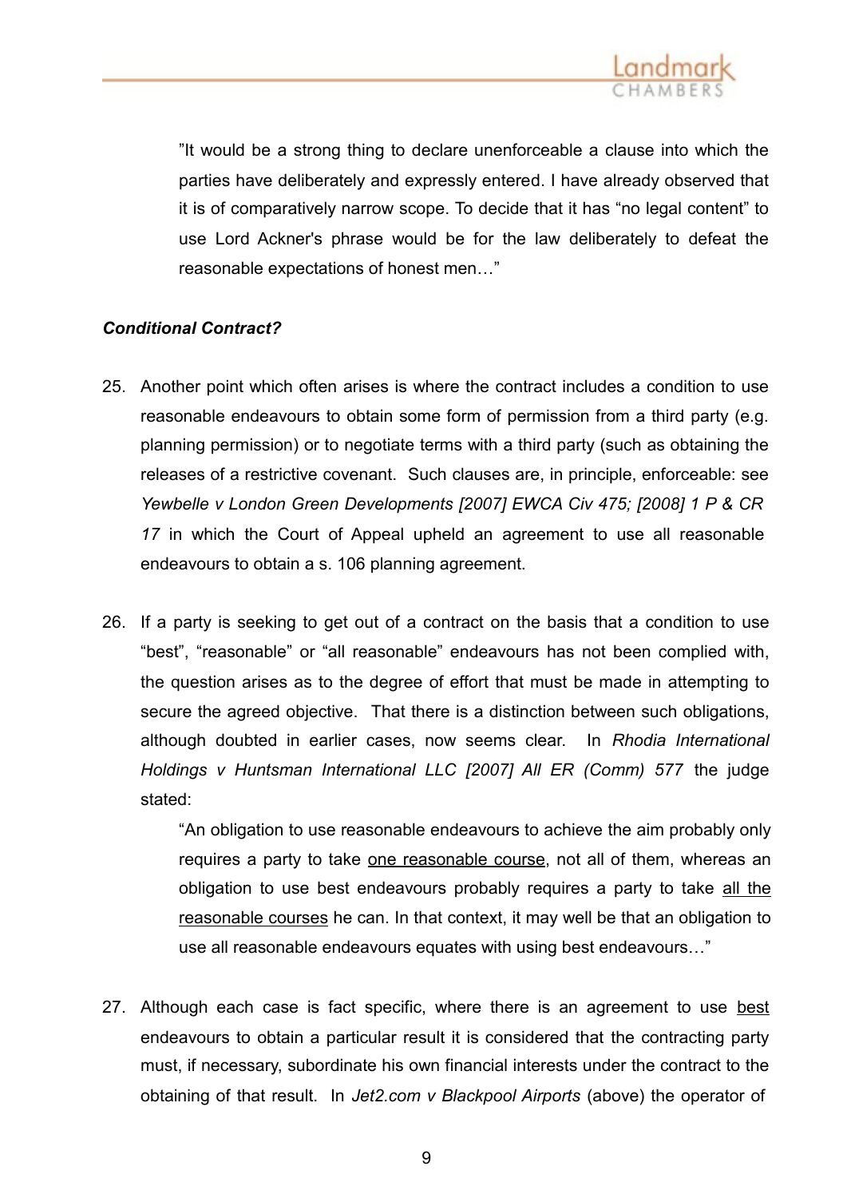> "It would be a strong thing to declare unenforceable a clause into which the parties have deliberately and expressly entered. I have already observed that it is of comparatively narrow scope. To decide that it has "no legal content" to use Lord Ackner's phrase would be for the law deliberately to defeat the reasonable expectations of honest men…"

***Conditional Contract?***

25. Another point which often arises is where the contract includes a condition to use reasonable endeavours to obtain some form of permission from a third party (e.g. planning permission) or to negotiate terms with a third party (such as obtaining the releases of a restrictive covenant. Such clauses are, in principle, enforceable: see *Yewbelle v London Green Developments [2007] EWCA Civ 475; [2008] 1 P & CR 17* in which the Court of Appeal upheld an agreement to use all reasonable endeavours to obtain a s. 106 planning agreement.

26. If a party is seeking to get out of a contract on the basis that a condition to use "best", "reasonable" or "all reasonable" endeavours has not been complied with, the question arises as to the degree of effort that must be made in attempting to secure the agreed objective. That there is a distinction between such obligations, although doubted in earlier cases, now seems clear. In *Rhodia International Holdings v Huntsman International LLC [2007] All ER (Comm) 577* the judge stated:

    > "An obligation to use reasonable endeavours to achieve the aim probably only requires a party to take <u>one reasonable course</u>, not all of them, whereas an obligation to use best endeavours probably requires a party to take <u>all the reasonable courses</u> he can. In that context, it may well be that an obligation to use all reasonable endeavours equates with using best endeavours…"

27. Although each case is fact specific, where there is an agreement to use <u>best</u> endeavours to obtain a particular result it is considered that the contracting party must, if necessary, subordinate his own financial interests under the contract to the obtaining of that result. In *Jet2.com v Blackpool Airports* (above) the operator of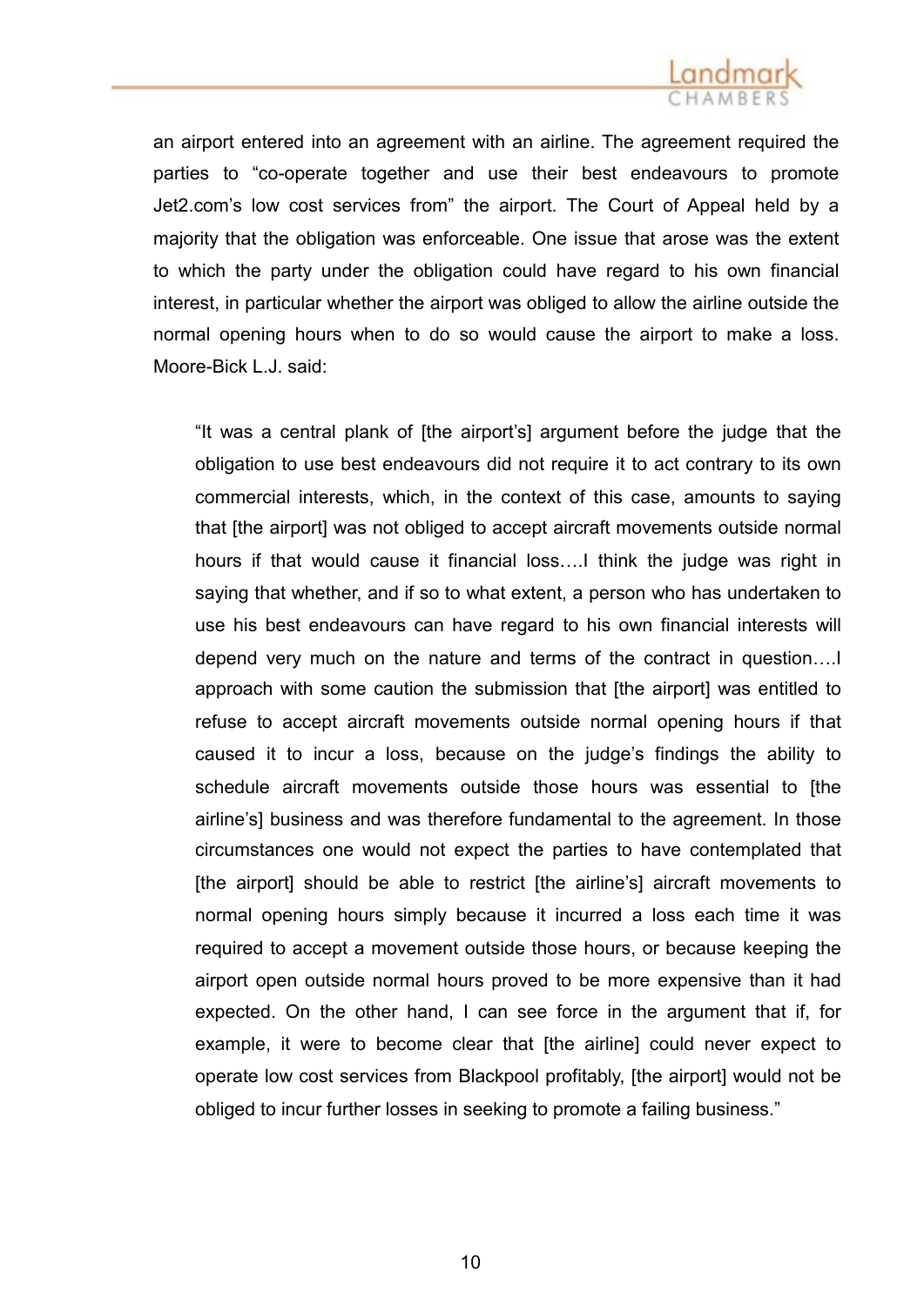an airport entered into an agreement with an airline. The agreement required the parties to "co-operate together and use their best endeavours to promote Jet2.com's low cost services from" the airport. The Court of Appeal held by a majority that the obligation was enforceable. One issue that arose was the extent to which the party under the obligation could have regard to his own financial interest, in particular whether the airport was obliged to allow the airline outside the normal opening hours when to do so would cause the airport to make a loss. Moore-Bick L.J. said:

> "It was a central plank of [the airport's] argument before the judge that the obligation to use best endeavours did not require it to act contrary to its own commercial interests, which, in the context of this case, amounts to saying that [the airport] was not obliged to accept aircraft movements outside normal hours if that would cause it financial loss….I think the judge was right in saying that whether, and if so to what extent, a person who has undertaken to use his best endeavours can have regard to his own financial interests will depend very much on the nature and terms of the contract in question….I approach with some caution the submission that [the airport] was entitled to refuse to accept aircraft movements outside normal opening hours if that caused it to incur a loss, because on the judge's findings the ability to schedule aircraft movements outside those hours was essential to [the airline's] business and was therefore fundamental to the agreement. In those circumstances one would not expect the parties to have contemplated that [the airport] should be able to restrict [the airline's] aircraft movements to normal opening hours simply because it incurred a loss each time it was required to accept a movement outside those hours, or because keeping the airport open outside normal hours proved to be more expensive than it had expected. On the other hand, I can see force in the argument that if, for example, it were to become clear that [the airline] could never expect to operate low cost services from Blackpool profitably, [the airport] would not be obliged to incur further losses in seeking to promote a failing business."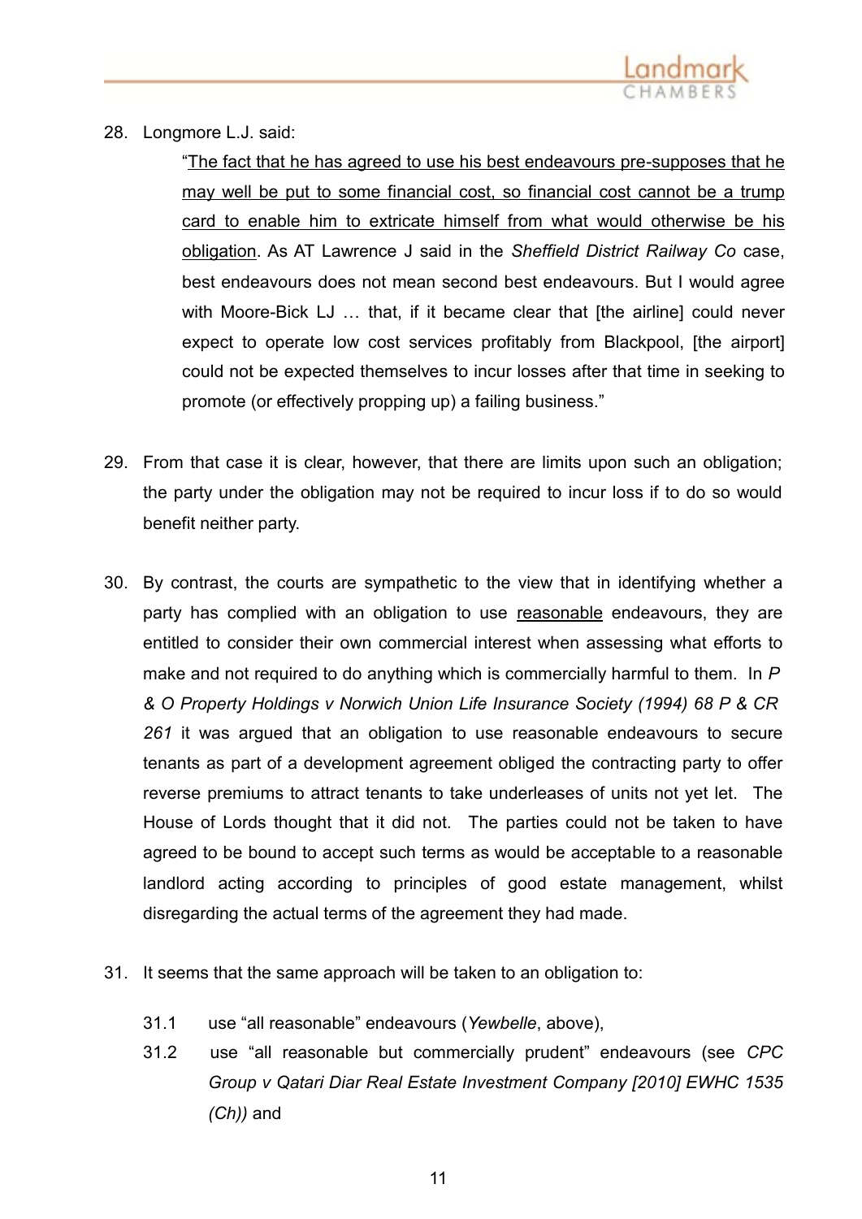28. Longmore L.J. said:

> "<u>The fact that he has agreed to use his best endeavours pre-supposes that he may well be put to some financial cost, so financial cost cannot be a trump card to enable him to extricate himself from what would otherwise be his obligation</u>. As AT Lawrence J said in the *Sheffield District Railway Co* case, best endeavours does not mean second best endeavours. But I would agree with Moore-Bick LJ … that, if it became clear that [the airline] could never expect to operate low cost services profitably from Blackpool, [the airport] could not be expected themselves to incur losses after that time in seeking to promote (or effectively propping up) a failing business."

29. From that case it is clear, however, that there are limits upon such an obligation; the party under the obligation may not be required to incur loss if to do so would benefit neither party.

30. By contrast, the courts are sympathetic to the view that in identifying whether a party has complied with an obligation to use <u>reasonable</u> endeavours, they are entitled to consider their own commercial interest when assessing what efforts to make and not required to do anything which is commercially harmful to them. In *P & O Property Holdings v Norwich Union Life Insurance Society (1994) 68 P & CR 261* it was argued that an obligation to use reasonable endeavours to secure tenants as part of a development agreement obliged the contracting party to offer reverse premiums to attract tenants to take underleases of units not yet let. The House of Lords thought that it did not. The parties could not be taken to have agreed to be bound to accept such terms as would be acceptable to a reasonable landlord acting according to principles of good estate management, whilst disregarding the actual terms of the agreement they had made.

31. It seems that the same approach will be taken to an obligation to:

    31.1 use "all reasonable" endeavours (*Yewbelle*, above),

    31.2 use "all reasonable but commercially prudent" endeavours (see *CPC Group v Qatari Diar Real Estate Investment Company [2010] EWHC 1535 (Ch))* and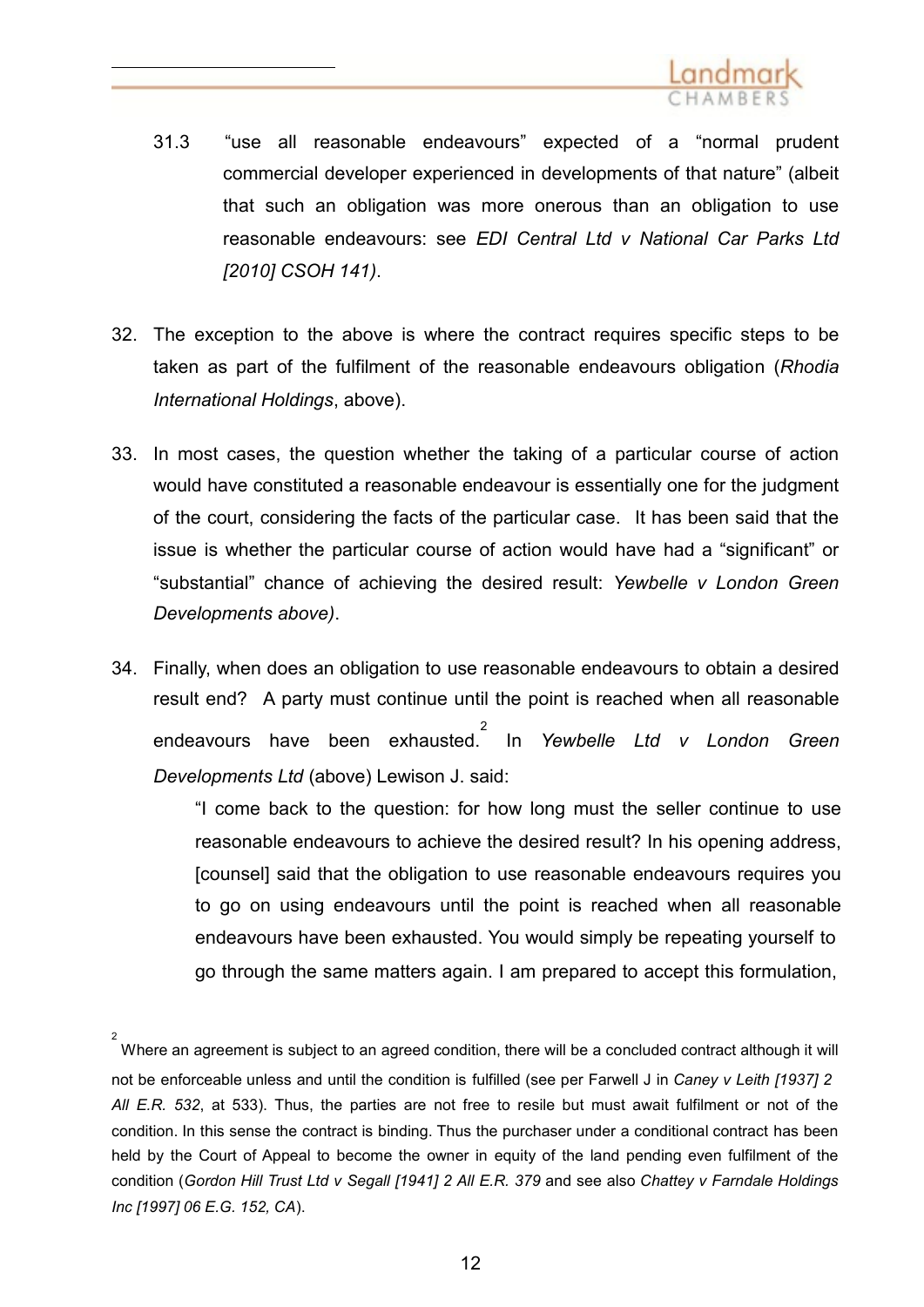31.3 "use all reasonable endeavours" expected of a "normal prudent commercial developer experienced in developments of that nature" (albeit that such an obligation was more onerous than an obligation to use reasonable endeavours: see *EDI Central Ltd v National Car Parks Ltd [2010] CSOH 141)*.

32. The exception to the above is where the contract requires specific steps to be taken as part of the fulfilment of the reasonable endeavours obligation (*Rhodia International Holdings*, above).

33. In most cases, the question whether the taking of a particular course of action would have constituted a reasonable endeavour is essentially one for the judgment of the court, considering the facts of the particular case. It has been said that the issue is whether the particular course of action would have had a "significant" or "substantial" chance of achieving the desired result: *Yewbelle v London Green Developments above)*.

34. Finally, when does an obligation to use reasonable endeavours to obtain a desired result end? A party must continue until the point is reached when all reasonable endeavours have been exhausted.[2] In *Yewbelle Ltd v London Green Developments Ltd* (above) Lewison J. said:

> "I come back to the question: for how long must the seller continue to use reasonable endeavours to achieve the desired result? In his opening address, [counsel] said that the obligation to use reasonable endeavours requires you to go on using endeavours until the point is reached when all reasonable endeavours have been exhausted. You would simply be repeating yourself to go through the same matters again. I am prepared to accept this formulation,

[2] Where an agreement is subject to an agreed condition, there will be a concluded contract although it will not be enforceable unless and until the condition is fulfilled (see per Farwell J in *Caney v Leith [1937] 2 All E.R. 532*, at 533). Thus, the parties are not free to resile but must await fulfilment or not of the condition. In this sense the contract is binding. Thus the purchaser under a conditional contract has been held by the Court of Appeal to become the owner in equity of the land pending even fulfilment of the condition (*Gordon Hill Trust Ltd v Segall [1941] 2 All E.R. 379* and see also *Chattey v Farndale Holdings Inc [1997] 06 E.G. 152, CA*).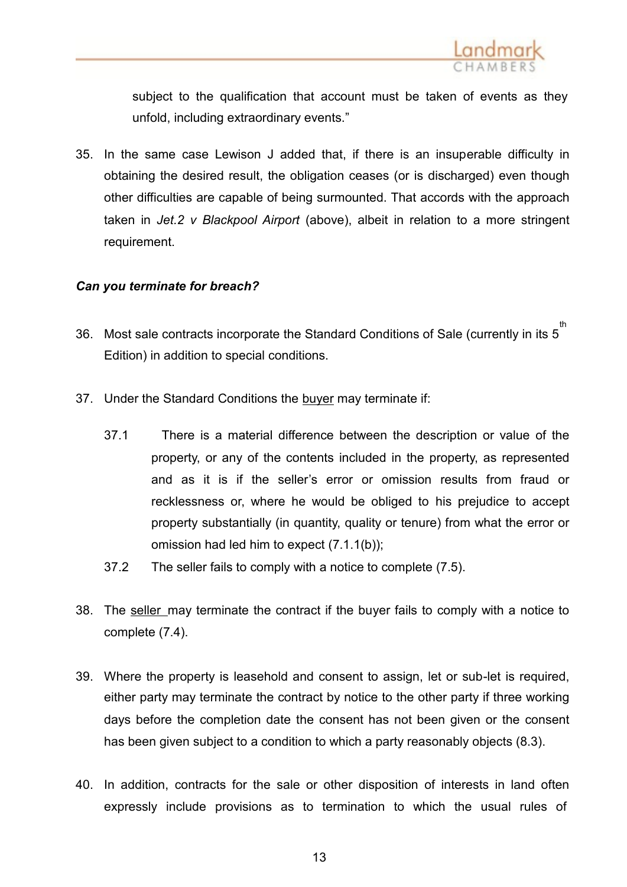subject to the qualification that account must be taken of events as they unfold, including extraordinary events."

35. In the same case Lewison J added that, if there is an insuperable difficulty in obtaining the desired result, the obligation ceases (or is discharged) even though other difficulties are capable of being surmounted. That accords with the approach taken in *Jet.2 v Blackpool Airport* (above), albeit in relation to a more stringent requirement.

***Can you terminate for breach?***

36. Most sale contracts incorporate the Standard Conditions of Sale (currently in its 5th Edition) in addition to special conditions.

37. Under the Standard Conditions the <u>buyer</u> may terminate if:

    37.1 There is a material difference between the description or value of the property, or any of the contents included in the property, as represented and as it is if the seller's error or omission results from fraud or recklessness or, where he would be obliged to his prejudice to accept property substantially (in quantity, quality or tenure) from what the error or omission had led him to expect (7.1.1(b));

    37.2 The seller fails to comply with a notice to complete (7.5).

38. The <u>seller</u> may terminate the contract if the buyer fails to comply with a notice to complete (7.4).

39. Where the property is leasehold and consent to assign, let or sub-let is required, either party may terminate the contract by notice to the other party if three working days before the completion date the consent has not been given or the consent has been given subject to a condition to which a party reasonably objects (8.3).

40. In addition, contracts for the sale or other disposition of interests in land often expressly include provisions as to termination to which the usual rules of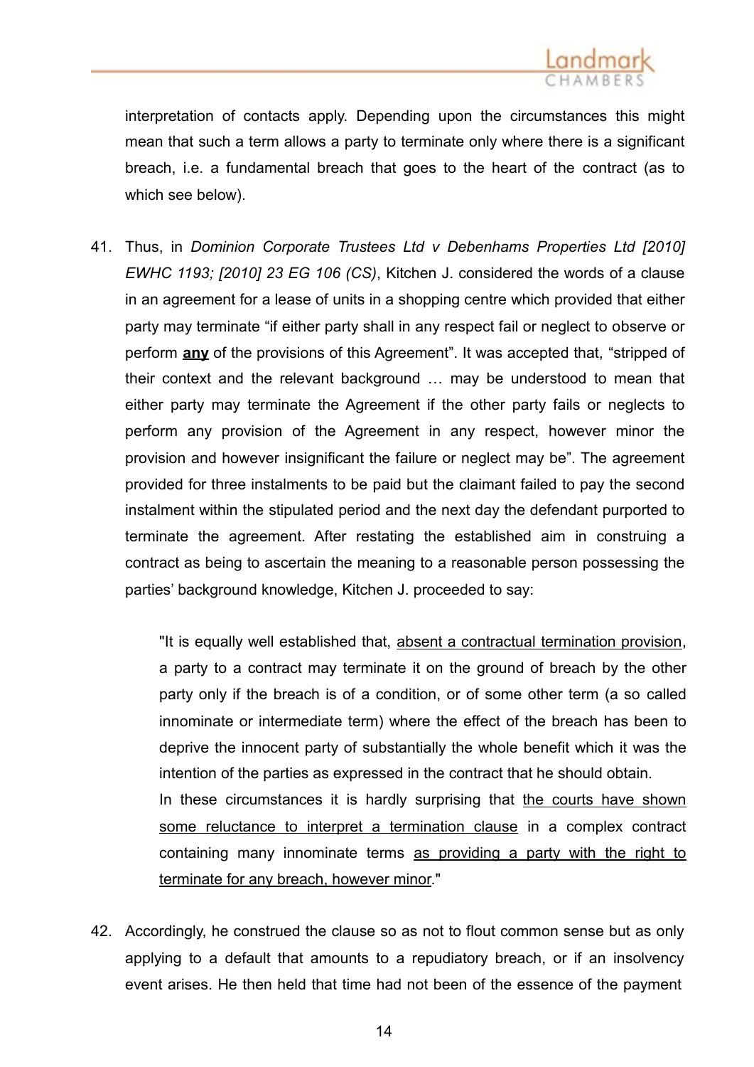interpretation of contacts apply. Depending upon the circumstances this might mean that such a term allows a party to terminate only where there is a significant breach, i.e. a fundamental breach that goes to the heart of the contract (as to which see below).

41. Thus, in *Dominion Corporate Trustees Ltd v Debenhams Properties Ltd [2010] EWHC 1193; [2010] 23 EG 106 (CS)*, Kitchen J. considered the words of a clause in an agreement for a lease of units in a shopping centre which provided that either party may terminate "if either party shall in any respect fail or neglect to observe or perform **<u>any</u>** of the provisions of this Agreement". It was accepted that, "stripped of their context and the relevant background … may be understood to mean that either party may terminate the Agreement if the other party fails or neglects to perform any provision of the Agreement in any respect, however minor the provision and however insignificant the failure or neglect may be". The agreement provided for three instalments to be paid but the claimant failed to pay the second instalment within the stipulated period and the next day the defendant purported to terminate the agreement. After restating the established aim in construing a contract as being to ascertain the meaning to a reasonable person possessing the parties' background knowledge, Kitchen J. proceeded to say:

> "It is equally well established that, <u>absent a contractual termination provision</u>, a party to a contract may terminate it on the ground of breach by the other party only if the breach is of a condition, or of some other term (a so called innominate or intermediate term) where the effect of the breach has been to deprive the innocent party of substantially the whole benefit which it was the intention of the parties as expressed in the contract that he should obtain.
> In these circumstances it is hardly surprising that <u>the courts have shown some reluctance to interpret a termination clause</u> in a complex contract containing many innominate terms <u>as providing a party with the right to terminate for any breach, however minor</u>."

42. Accordingly, he construed the clause so as not to flout common sense but as only applying to a default that amounts to a repudiatory breach, or if an insolvency event arises. He then held that time had not been of the essence of the payment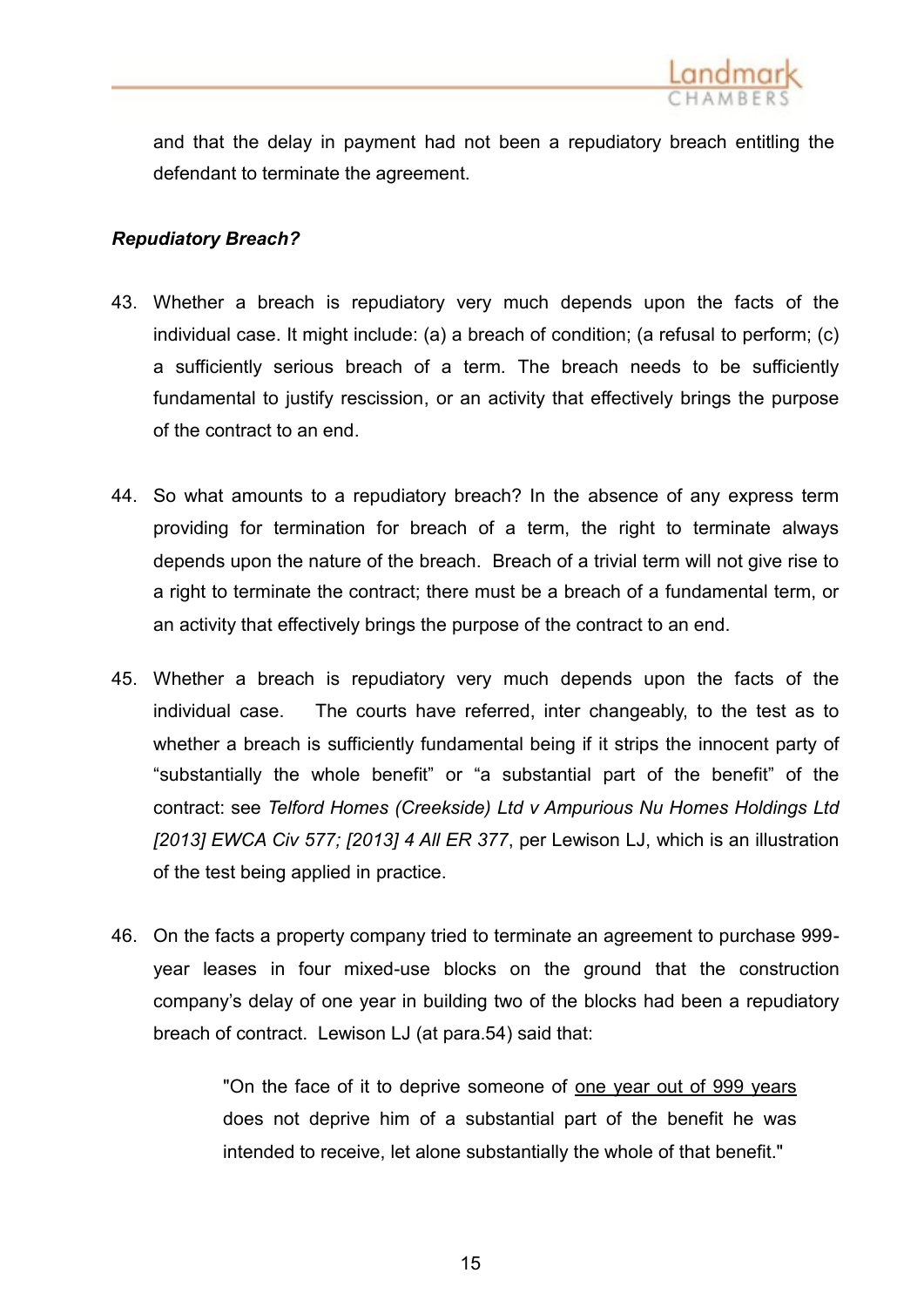and that the delay in payment had not been a repudiatory breach entitling the defendant to terminate the agreement.

***Repudiatory Breach?***

43. Whether a breach is repudiatory very much depends upon the facts of the individual case. It might include: (a) a breach of condition; (a refusal to perform; (c) a sufficiently serious breach of a term. The breach needs to be sufficiently fundamental to justify rescission, or an activity that effectively brings the purpose of the contract to an end.

44. So what amounts to a repudiatory breach? In the absence of any express term providing for termination for breach of a term, the right to terminate always depends upon the nature of the breach. Breach of a trivial term will not give rise to a right to terminate the contract; there must be a breach of a fundamental term, or an activity that effectively brings the purpose of the contract to an end.

45. Whether a breach is repudiatory very much depends upon the facts of the individual case. The courts have referred, inter changeably, to the test as to whether a breach is sufficiently fundamental being if it strips the innocent party of "substantially the whole benefit" or "a substantial part of the benefit" of the contract: see *Telford Homes (Creekside) Ltd v Ampurious Nu Homes Holdings Ltd [2013] EWCA Civ 577; [2013] 4 All ER 377*, per Lewison LJ, which is an illustration of the test being applied in practice.

46. On the facts a property company tried to terminate an agreement to purchase 999-year leases in four mixed-use blocks on the ground that the construction company's delay of one year in building two of the blocks had been a repudiatory breach of contract. Lewison LJ (at para.54) said that:

> "On the face of it to deprive someone of <u>one year out of 999 years</u> does not deprive him of a substantial part of the benefit he was intended to receive, let alone substantially the whole of that benefit."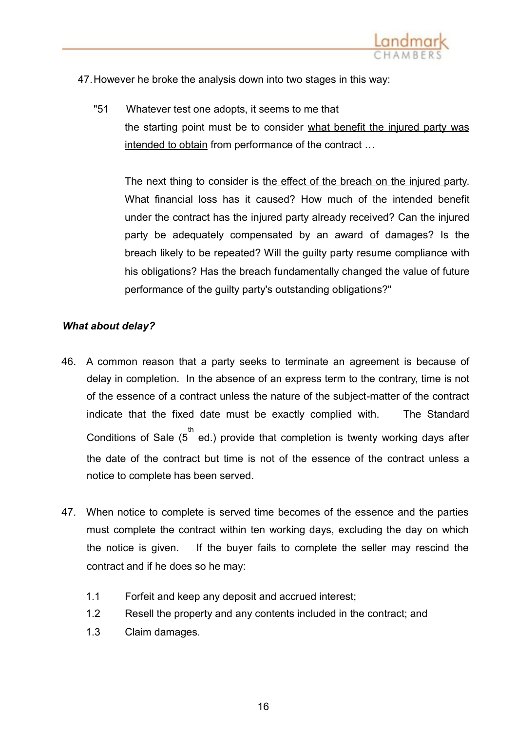47. However he broke the analysis down into two stages in this way:

> "51 Whatever test one adopts, it seems to me that the starting point must be to consider <u>what benefit the injured party was intended to obtain</u> from performance of the contract …
>
> The next thing to consider is <u>the effect of the breach on the injured party</u>. What financial loss has it caused? How much of the intended benefit under the contract has the injured party already received? Can the injured party be adequately compensated by an award of damages? Is the breach likely to be repeated? Will the guilty party resume compliance with his obligations? Has the breach fundamentally changed the value of future performance of the guilty party's outstanding obligations?"

***What about delay?***

46. A common reason that a party seeks to terminate an agreement is because of delay in completion. In the absence of an express term to the contrary, time is not of the essence of a contract unless the nature of the subject-matter of the contract indicate that the fixed date must be exactly complied with. The Standard Conditions of Sale (5th ed.) provide that completion is twenty working days after the date of the contract but time is not of the essence of the contract unless a notice to complete has been served.

47. When notice to complete is served time becomes of the essence and the parties must complete the contract within ten working days, excluding the day on which the notice is given. If the buyer fails to complete the seller may rescind the contract and if he does so he may:

    1.1 Forfeit and keep any deposit and accrued interest;
    1.2 Resell the property and any contents included in the contract; and
    1.3 Claim damages.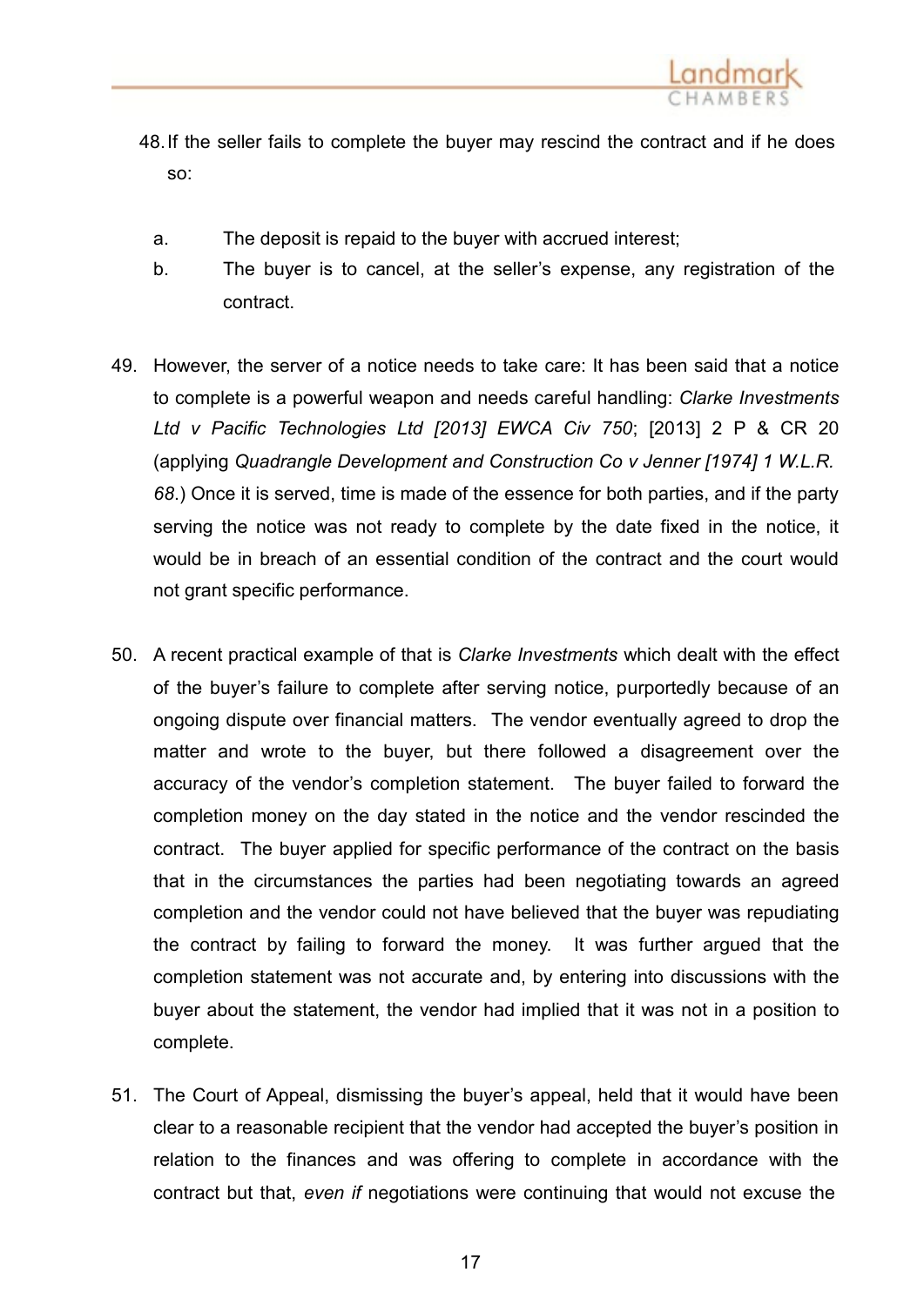48. If the seller fails to complete the buyer may rescind the contract and if he does so:

   a. The deposit is repaid to the buyer with accrued interest;
   b. The buyer is to cancel, at the seller's expense, any registration of the contract.

49. However, the server of a notice needs to take care: It has been said that a notice to complete is a powerful weapon and needs careful handling: *Clarke Investments Ltd v Pacific Technologies Ltd [2013] EWCA Civ 750*; [2013] 2 P & CR 20 (applying *Quadrangle Development and Construction Co v Jenner [1974] 1 W.L.R. 68*.) Once it is served, time is made of the essence for both parties, and if the party serving the notice was not ready to complete by the date fixed in the notice, it would be in breach of an essential condition of the contract and the court would not grant specific performance.

50. A recent practical example of that is *Clarke Investments* which dealt with the effect of the buyer's failure to complete after serving notice, purportedly because of an ongoing dispute over financial matters. The vendor eventually agreed to drop the matter and wrote to the buyer, but there followed a disagreement over the accuracy of the vendor's completion statement. The buyer failed to forward the completion money on the day stated in the notice and the vendor rescinded the contract. The buyer applied for specific performance of the contract on the basis that in the circumstances the parties had been negotiating towards an agreed completion and the vendor could not have believed that the buyer was repudiating the contract by failing to forward the money. It was further argued that the completion statement was not accurate and, by entering into discussions with the buyer about the statement, the vendor had implied that it was not in a position to complete.

51. The Court of Appeal, dismissing the buyer's appeal, held that it would have been clear to a reasonable recipient that the vendor had accepted the buyer's position in relation to the finances and was offering to complete in accordance with the contract but that, *even if* negotiations were continuing that would not excuse the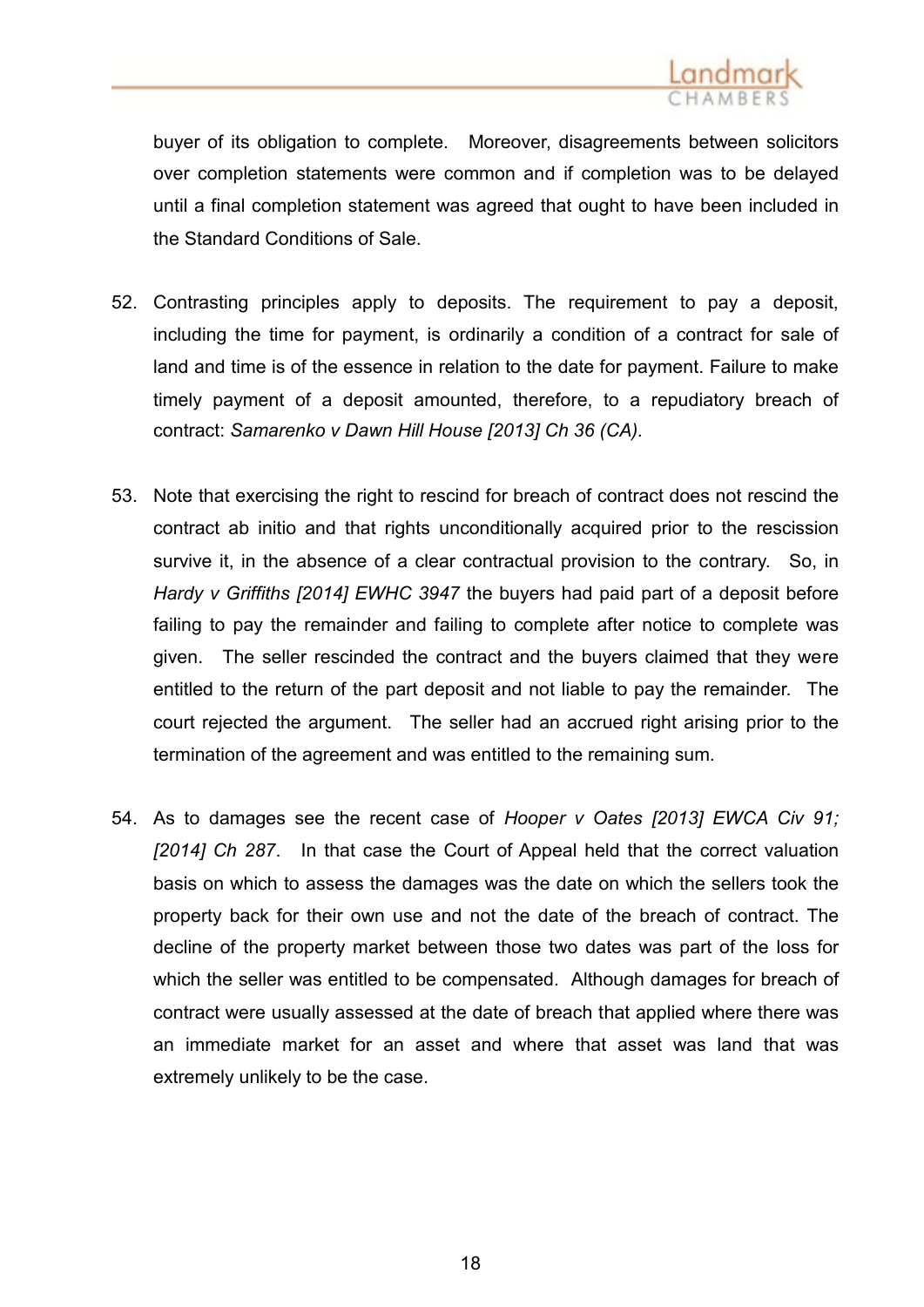buyer of its obligation to complete. Moreover, disagreements between solicitors over completion statements were common and if completion was to be delayed until a final completion statement was agreed that ought to have been included in the Standard Conditions of Sale.

52. Contrasting principles apply to deposits. The requirement to pay a deposit, including the time for payment, is ordinarily a condition of a contract for sale of land and time is of the essence in relation to the date for payment. Failure to make timely payment of a deposit amounted, therefore, to a repudiatory breach of contract: *Samarenko v Dawn Hill House [2013] Ch 36 (CA).*

53. Note that exercising the right to rescind for breach of contract does not rescind the contract ab initio and that rights unconditionally acquired prior to the rescission survive it, in the absence of a clear contractual provision to the contrary. So, in *Hardy v Griffiths [2014] EWHC 3947* the buyers had paid part of a deposit before failing to pay the remainder and failing to complete after notice to complete was given. The seller rescinded the contract and the buyers claimed that they were entitled to the return of the part deposit and not liable to pay the remainder. The court rejected the argument. The seller had an accrued right arising prior to the termination of the agreement and was entitled to the remaining sum.

54. As to damages see the recent case of *Hooper v Oates [2013] EWCA Civ 91; [2014] Ch 287*. In that case the Court of Appeal held that the correct valuation basis on which to assess the damages was the date on which the sellers took the property back for their own use and not the date of the breach of contract. The decline of the property market between those two dates was part of the loss for which the seller was entitled to be compensated. Although damages for breach of contract were usually assessed at the date of breach that applied where there was an immediate market for an asset and where that asset was land that was extremely unlikely to be the case.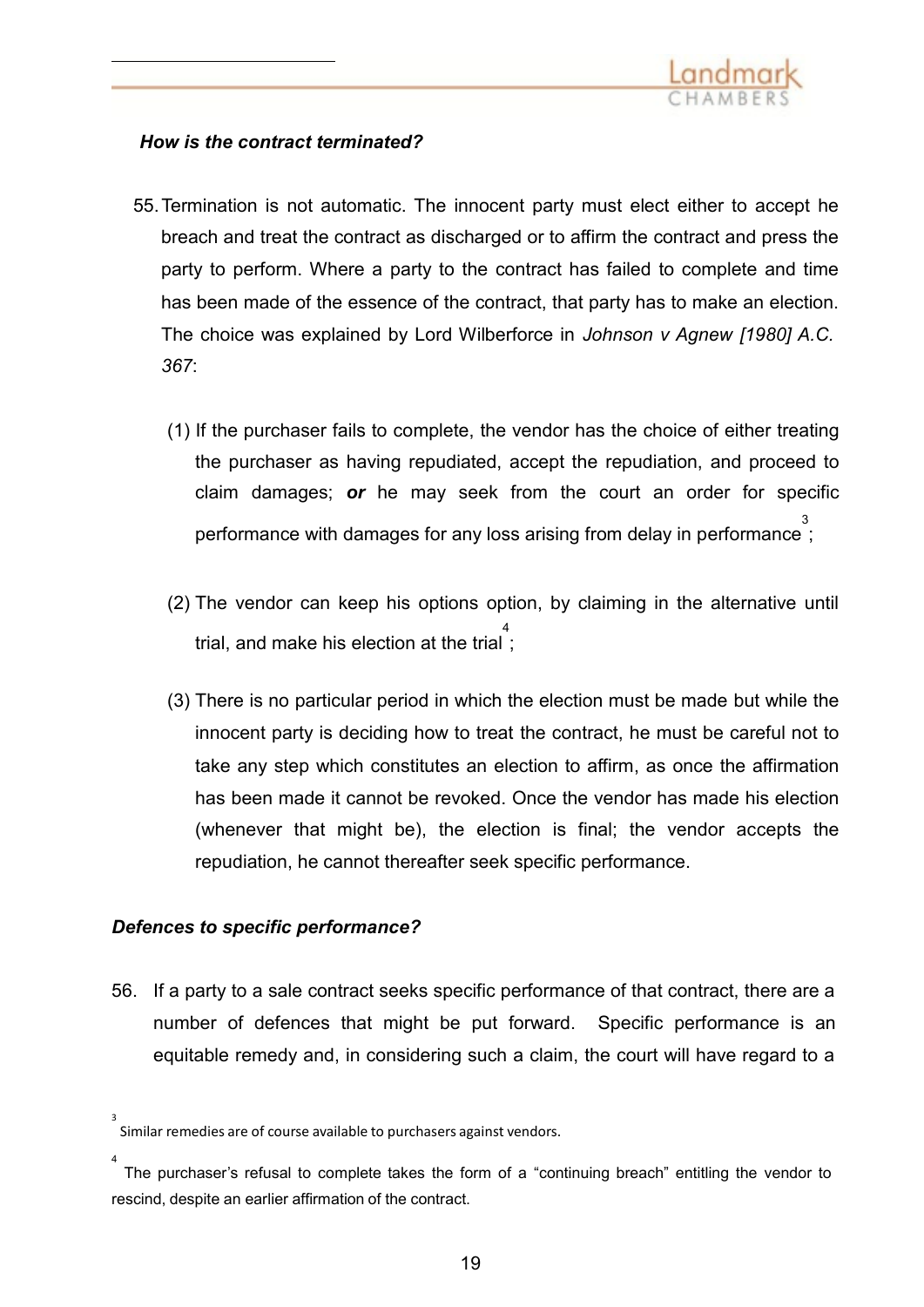***How is the contract terminated?***

55. Termination is not automatic. The innocent party must elect either to accept he breach and treat the contract as discharged or to affirm the contract and press the party to perform. Where a party to the contract has failed to complete and time has been made of the essence of the contract, that party has to make an election. The choice was explained by Lord Wilberforce in *Johnson v Agnew [1980] A.C. 367*:

    (1) If the purchaser fails to complete, the vendor has the choice of either treating the purchaser as having repudiated, accept the repudiation, and proceed to claim damages; ***or*** he may seek from the court an order for specific performance with damages for any loss arising from delay in performance[3];

    (2) The vendor can keep his options option, by claiming in the alternative until trial, and make his election at the trial[4];

    (3) There is no particular period in which the election must be made but while the innocent party is deciding how to treat the contract, he must be careful not to take any step which constitutes an election to affirm, as once the affirmation has been made it cannot be revoked. Once the vendor has made his election (whenever that might be), the election is final; the vendor accepts the repudiation, he cannot thereafter seek specific performance.

***Defences to specific performance?***

56. If a party to a sale contract seeks specific performance of that contract, there are a number of defences that might be put forward. Specific performance is an equitable remedy and, in considering such a claim, the court will have regard to a

[3] Similar remedies are of course available to purchasers against vendors.

[4] The purchaser's refusal to complete takes the form of a "continuing breach" entitling the vendor to rescind, despite an earlier affirmation of the contract.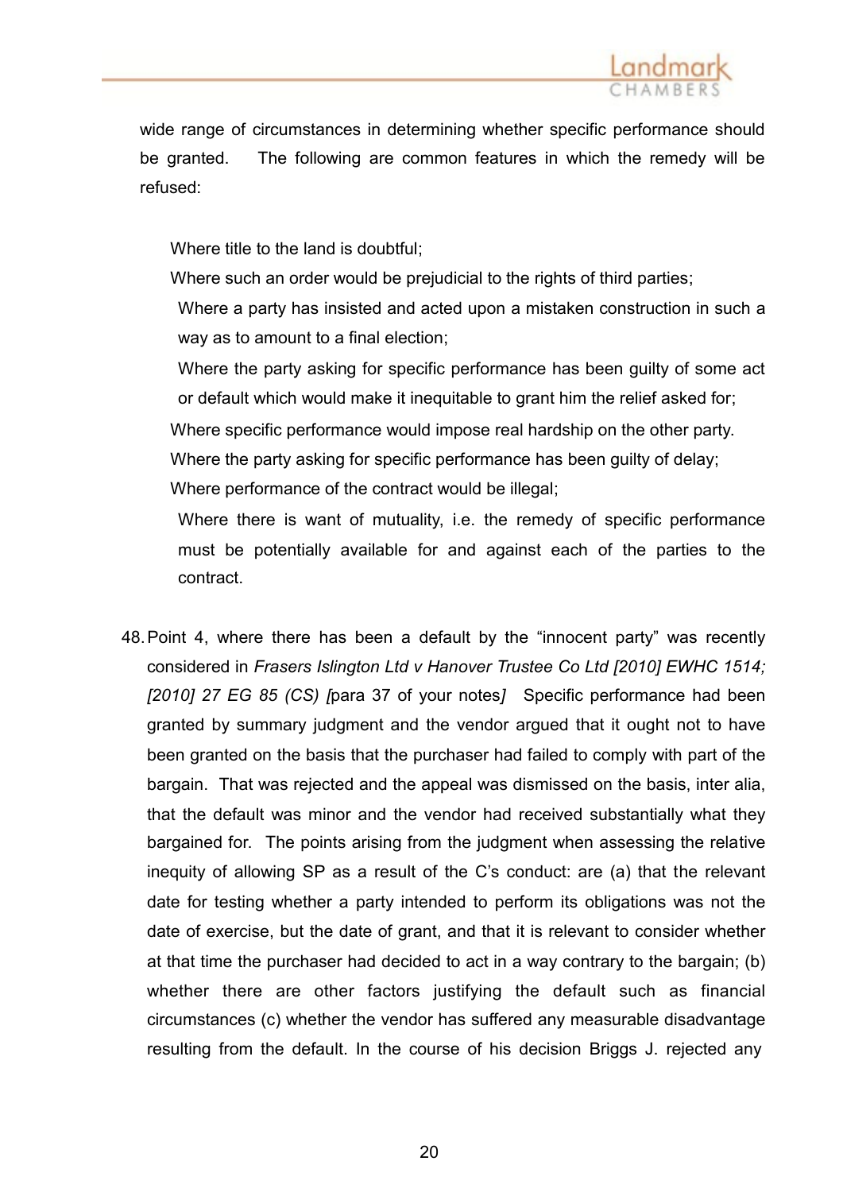wide range of circumstances in determining whether specific performance should be granted. The following are common features in which the remedy will be refused:

- Where title to the land is doubtful;
- Where such an order would be prejudicial to the rights of third parties;
- Where a party has insisted and acted upon a mistaken construction in such a way as to amount to a final election;
- Where the party asking for specific performance has been guilty of some act or default which would make it inequitable to grant him the relief asked for;
- Where specific performance would impose real hardship on the other party.
- Where the party asking for specific performance has been guilty of delay;
- Where performance of the contract would be illegal;
- Where there is want of mutuality, i.e. the remedy of specific performance must be potentially available for and against each of the parties to the contract.

48. Point 4, where there has been a default by the "innocent party" was recently considered in *Frasers Islington Ltd v Hanover Trustee Co Ltd [2010] EWHC 1514; [2010] 27 EG 85 (CS) [*para 37 of your notes*]* Specific performance had been granted by summary judgment and the vendor argued that it ought not to have been granted on the basis that the purchaser had failed to comply with part of the bargain. That was rejected and the appeal was dismissed on the basis, inter alia, that the default was minor and the vendor had received substantially what they bargained for. The points arising from the judgment when assessing the relative inequity of allowing SP as a result of the C's conduct: are (a) that the relevant date for testing whether a party intended to perform its obligations was not the date of exercise, but the date of grant, and that it is relevant to consider whether at that time the purchaser had decided to act in a way contrary to the bargain; (b) whether there are other factors justifying the default such as financial circumstances (c) whether the vendor has suffered any measurable disadvantage resulting from the default. In the course of his decision Briggs J. rejected any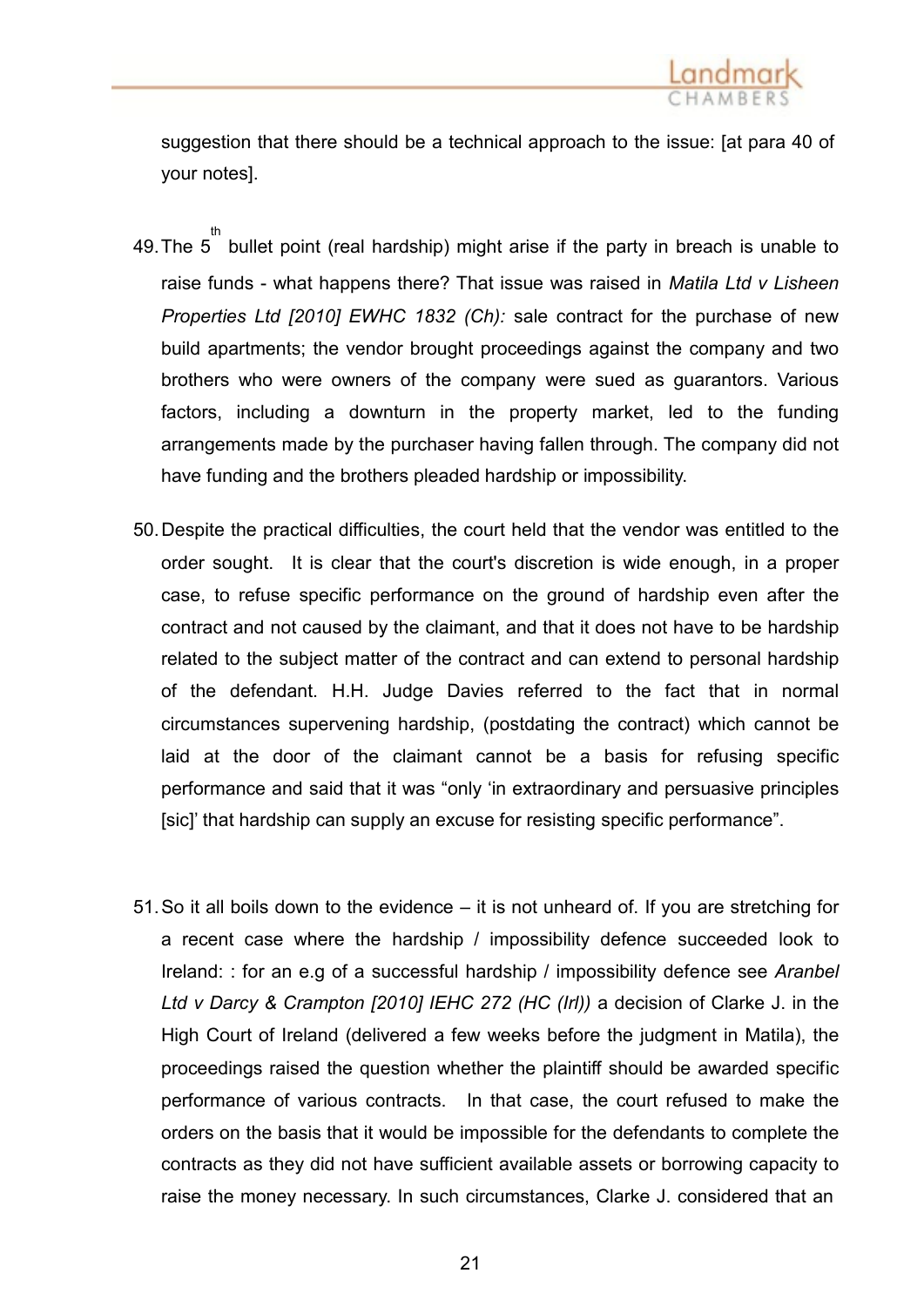suggestion that there should be a technical approach to the issue: [at para 40 of your notes].

49. The 5th bullet point (real hardship) might arise if the party in breach is unable to raise funds - what happens there? That issue was raised in *Matila Ltd v Lisheen Properties Ltd [2010] EWHC 1832 (Ch):* sale contract for the purchase of new build apartments; the vendor brought proceedings against the company and two brothers who were owners of the company were sued as guarantors. Various factors, including a downturn in the property market, led to the funding arrangements made by the purchaser having fallen through. The company did not have funding and the brothers pleaded hardship or impossibility.

50. Despite the practical difficulties, the court held that the vendor was entitled to the order sought. It is clear that the court's discretion is wide enough, in a proper case, to refuse specific performance on the ground of hardship even after the contract and not caused by the claimant, and that it does not have to be hardship related to the subject matter of the contract and can extend to personal hardship of the defendant. H.H. Judge Davies referred to the fact that in normal circumstances supervening hardship, (postdating the contract) which cannot be laid at the door of the claimant cannot be a basis for refusing specific performance and said that it was "only 'in extraordinary and persuasive principles [sic]' that hardship can supply an excuse for resisting specific performance".

51. So it all boils down to the evidence – it is not unheard of. If you are stretching for a recent case where the hardship / impossibility defence succeeded look to Ireland: : for an e.g of a successful hardship / impossibility defence see *Aranbel Ltd v Darcy & Crampton [2010] IEHC 272 (HC (Irl))* a decision of Clarke J. in the High Court of Ireland (delivered a few weeks before the judgment in Matila), the proceedings raised the question whether the plaintiff should be awarded specific performance of various contracts. In that case, the court refused to make the orders on the basis that it would be impossible for the defendants to complete the contracts as they did not have sufficient available assets or borrowing capacity to raise the money necessary. In such circumstances, Clarke J. considered that an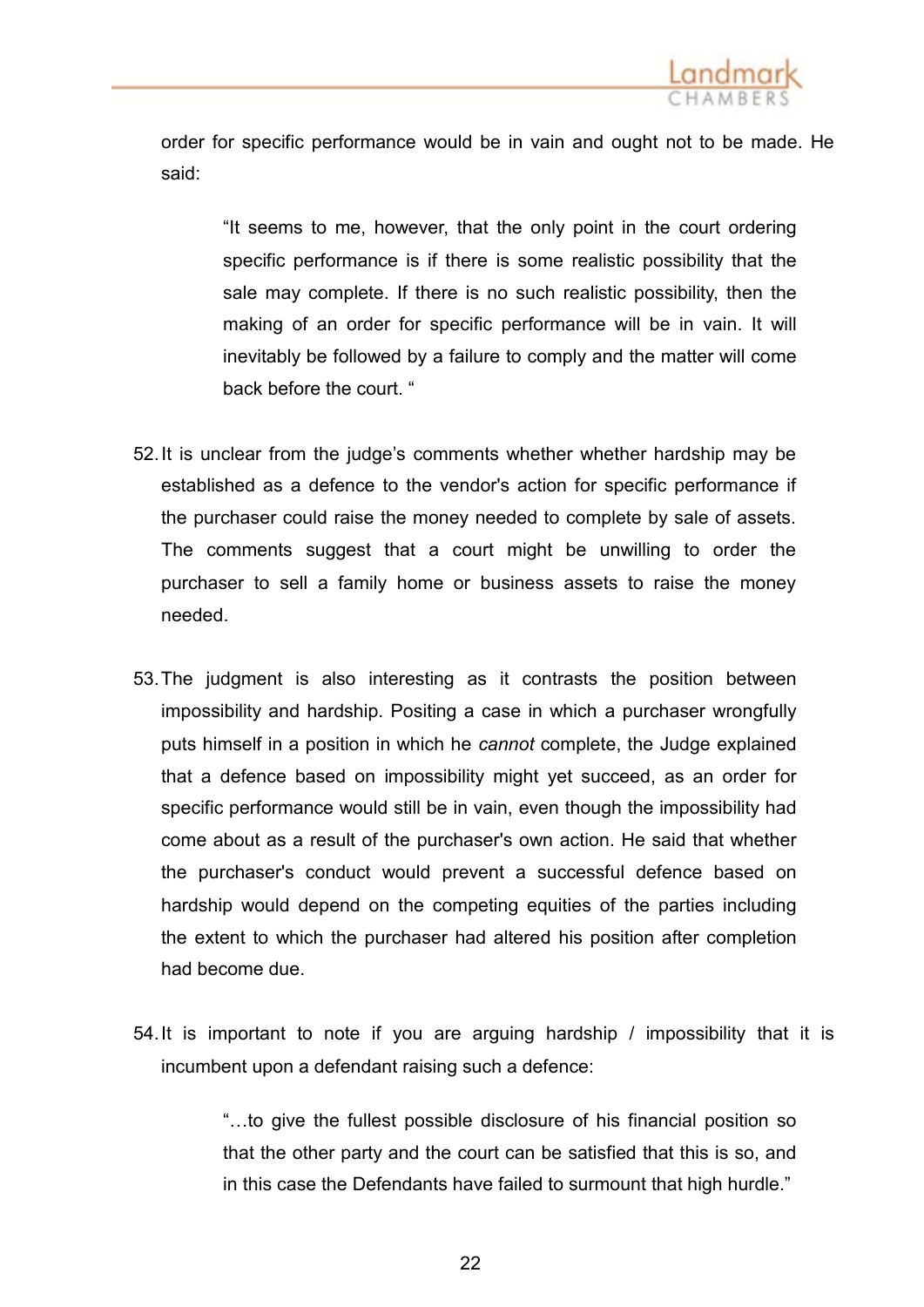order for specific performance would be in vain and ought not to be made. He said:

> "It seems to me, however, that the only point in the court ordering specific performance is if there is some realistic possibility that the sale may complete. If there is no such realistic possibility, then the making of an order for specific performance will be in vain. It will inevitably be followed by a failure to comply and the matter will come back before the court. "

52. It is unclear from the judge's comments whether whether hardship may be established as a defence to the vendor's action for specific performance if the purchaser could raise the money needed to complete by sale of assets. The comments suggest that a court might be unwilling to order the purchaser to sell a family home or business assets to raise the money needed.

53. The judgment is also interesting as it contrasts the position between impossibility and hardship. Positing a case in which a purchaser wrongfully puts himself in a position in which he *cannot* complete, the Judge explained that a defence based on impossibility might yet succeed, as an order for specific performance would still be in vain, even though the impossibility had come about as a result of the purchaser's own action. He said that whether the purchaser's conduct would prevent a successful defence based on hardship would depend on the competing equities of the parties including the extent to which the purchaser had altered his position after completion had become due.

54. It is important to note if you are arguing hardship / impossibility that it is incumbent upon a defendant raising such a defence:

> "…to give the fullest possible disclosure of his financial position so that the other party and the court can be satisfied that this is so, and in this case the Defendants have failed to surmount that high hurdle."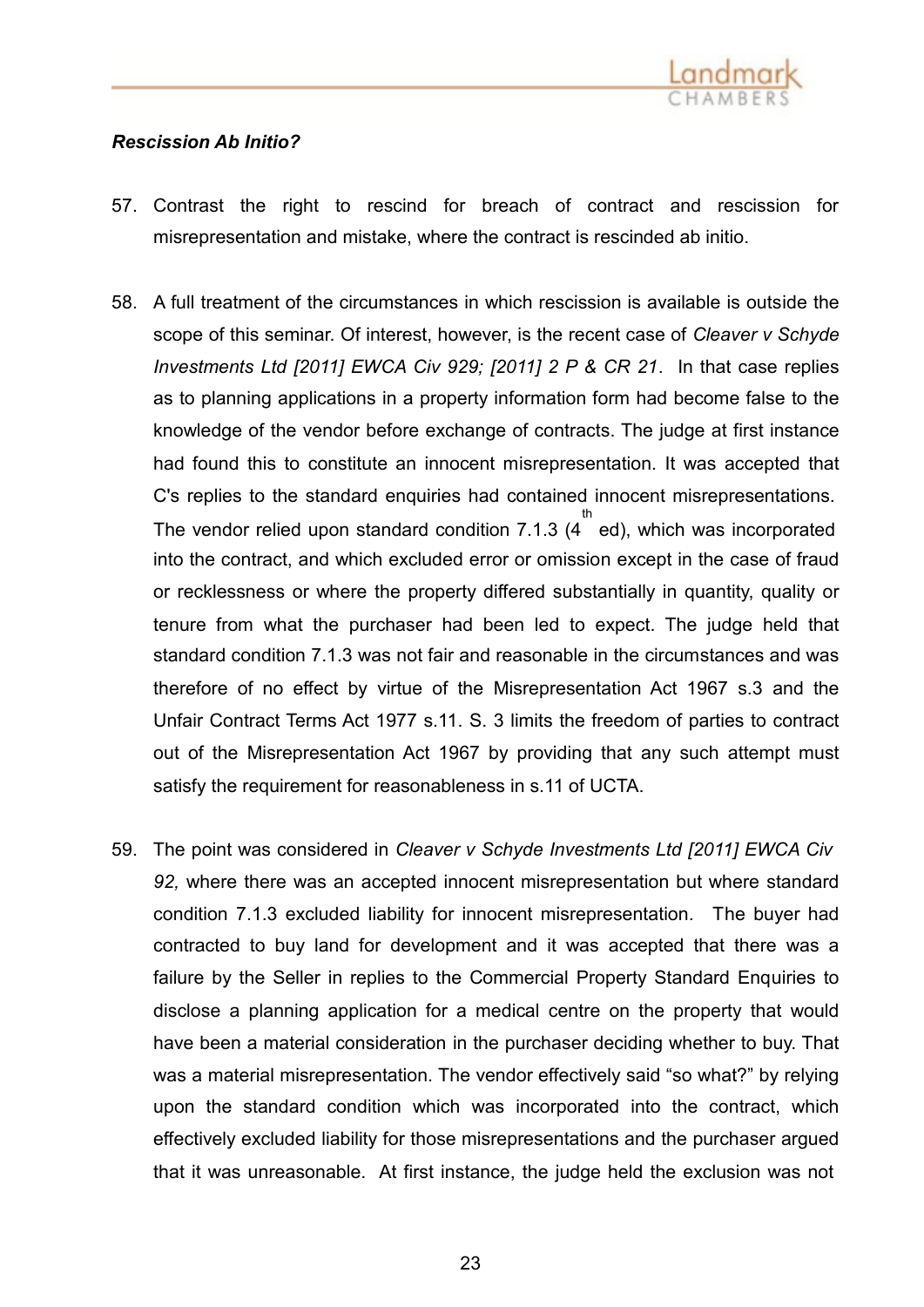***Rescission Ab Initio?***

57. Contrast the right to rescind for breach of contract and rescission for misrepresentation and mistake, where the contract is rescinded ab initio.

58. A full treatment of the circumstances in which rescission is available is outside the scope of this seminar. Of interest, however, is the recent case of *Cleaver v Schyde Investments Ltd [2011] EWCA Civ 929; [2011] 2 P & CR 21*. In that case replies as to planning applications in a property information form had become false to the knowledge of the vendor before exchange of contracts. The judge at first instance had found this to constitute an innocent misrepresentation. It was accepted that C's replies to the standard enquiries had contained innocent misrepresentations. The vendor relied upon standard condition 7.1.3 (4th ed), which was incorporated into the contract, and which excluded error or omission except in the case of fraud or recklessness or where the property differed substantially in quantity, quality or tenure from what the purchaser had been led to expect. The judge held that standard condition 7.1.3 was not fair and reasonable in the circumstances and was therefore of no effect by virtue of the Misrepresentation Act 1967 s.3 and the Unfair Contract Terms Act 1977 s.11. S. 3 limits the freedom of parties to contract out of the Misrepresentation Act 1967 by providing that any such attempt must satisfy the requirement for reasonableness in s.11 of UCTA.

59. The point was considered in *Cleaver v Schyde Investments Ltd [2011] EWCA Civ 92,* where there was an accepted innocent misrepresentation but where standard condition 7.1.3 excluded liability for innocent misrepresentation. The buyer had contracted to buy land for development and it was accepted that there was a failure by the Seller in replies to the Commercial Property Standard Enquiries to disclose a planning application for a medical centre on the property that would have been a material consideration in the purchaser deciding whether to buy. That was a material misrepresentation. The vendor effectively said "so what?" by relying upon the standard condition which was incorporated into the contract, which effectively excluded liability for those misrepresentations and the purchaser argued that it was unreasonable. At first instance, the judge held the exclusion was not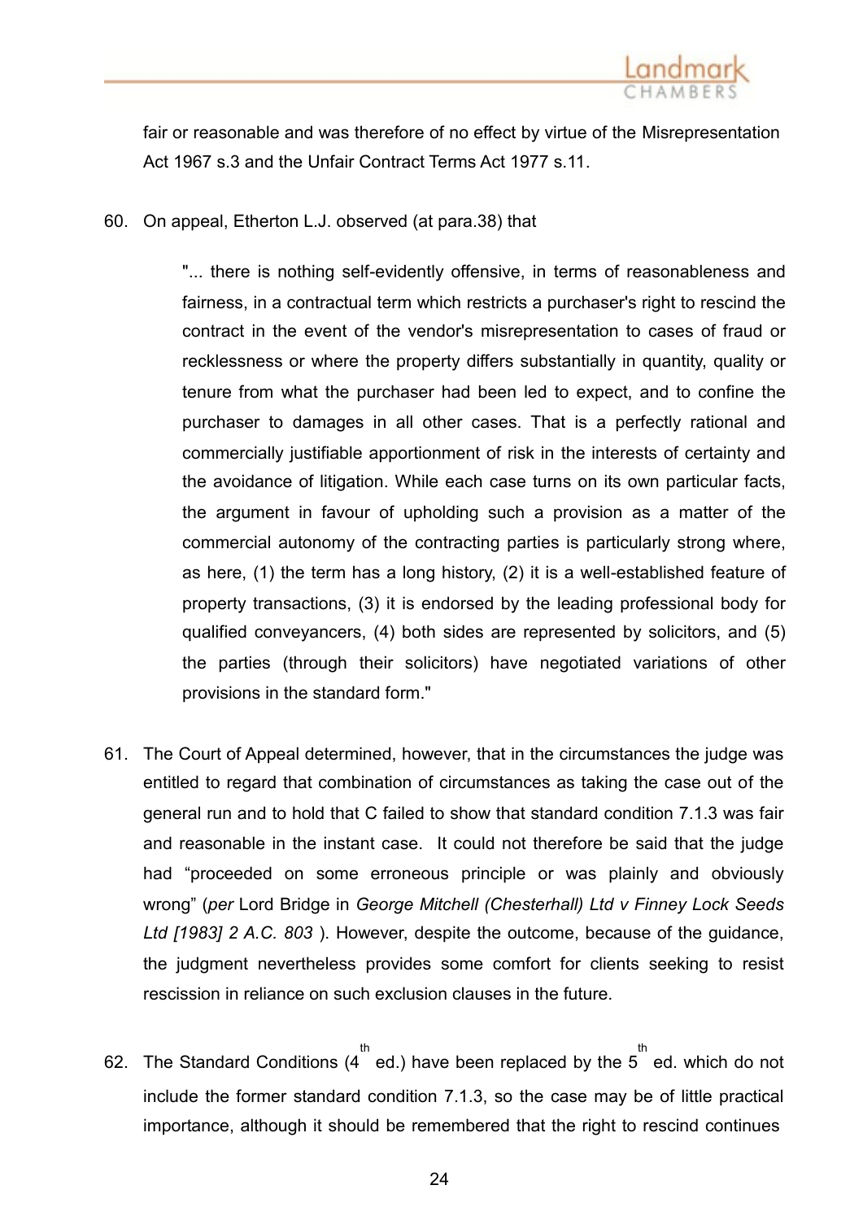fair or reasonable and was therefore of no effect by virtue of the Misrepresentation Act 1967 s.3 and the Unfair Contract Terms Act 1977 s.11.

60. On appeal, Etherton L.J. observed (at para.38) that

> "... there is nothing self-evidently offensive, in terms of reasonableness and fairness, in a contractual term which restricts a purchaser's right to rescind the contract in the event of the vendor's misrepresentation to cases of fraud or recklessness or where the property differs substantially in quantity, quality or tenure from what the purchaser had been led to expect, and to confine the purchaser to damages in all other cases. That is a perfectly rational and commercially justifiable apportionment of risk in the interests of certainty and the avoidance of litigation. While each case turns on its own particular facts, the argument in favour of upholding such a provision as a matter of the commercial autonomy of the contracting parties is particularly strong where, as here, (1) the term has a long history, (2) it is a well-established feature of property transactions, (3) it is endorsed by the leading professional body for qualified conveyancers, (4) both sides are represented by solicitors, and (5) the parties (through their solicitors) have negotiated variations of other provisions in the standard form."

61. The Court of Appeal determined, however, that in the circumstances the judge was entitled to regard that combination of circumstances as taking the case out of the general run and to hold that C failed to show that standard condition 7.1.3 was fair and reasonable in the instant case. It could not therefore be said that the judge had "proceeded on some erroneous principle or was plainly and obviously wrong" (*per* Lord Bridge in *George Mitchell (Chesterhall) Ltd v Finney Lock Seeds Ltd [1983] 2 A.C. 803* ). However, despite the outcome, because of the guidance, the judgment nevertheless provides some comfort for clients seeking to resist rescission in reliance on such exclusion clauses in the future.

62. The Standard Conditions (4th ed.) have been replaced by the 5th ed. which do not include the former standard condition 7.1.3, so the case may be of little practical importance, although it should be remembered that the right to rescind continues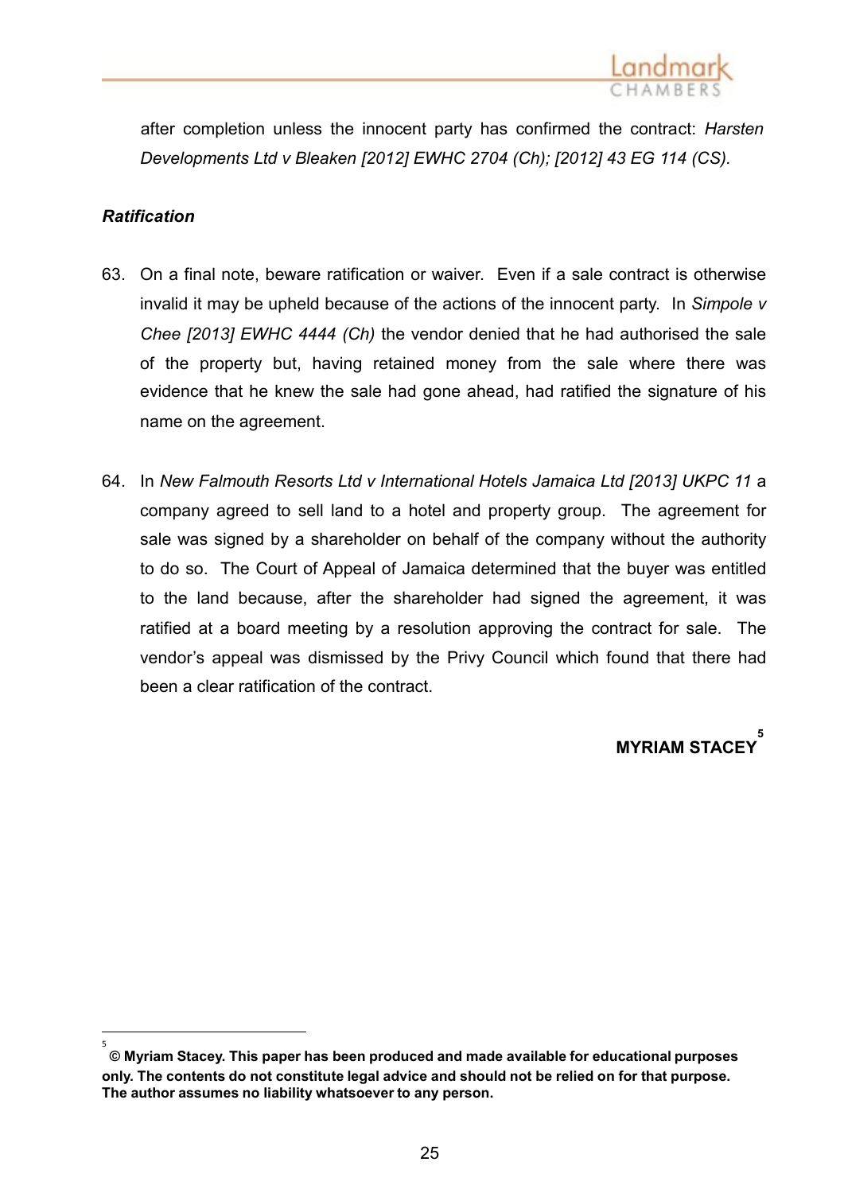after completion unless the innocent party has confirmed the contract: *Harsten Developments Ltd v Bleaken [2012] EWHC 2704 (Ch); [2012] 43 EG 114 (CS).*

***Ratification***

63. On a final note, beware ratification or waiver. Even if a sale contract is otherwise invalid it may be upheld because of the actions of the innocent party. In *Simpole v Chee [2013] EWHC 4444 (Ch)* the vendor denied that he had authorised the sale of the property but, having retained money from the sale where there was evidence that he knew the sale had gone ahead, had ratified the signature of his name on the agreement.

64. In *New Falmouth Resorts Ltd v International Hotels Jamaica Ltd [2013] UKPC 11* a company agreed to sell land to a hotel and property group. The agreement for sale was signed by a shareholder on behalf of the company without the authority to do so. The Court of Appeal of Jamaica determined that the buyer was entitled to the land because, after the shareholder had signed the agreement, it was ratified at a board meeting by a resolution approving the contract for sale. The vendor's appeal was dismissed by the Privy Council which found that there had been a clear ratification of the contract.

**MYRIAM STACEY**[5]

---

[5] **© Myriam Stacey. This paper has been produced and made available for educational purposes only. The contents do not constitute legal advice and should not be relied on for that purpose. The author assumes no liability whatsoever to any person.**